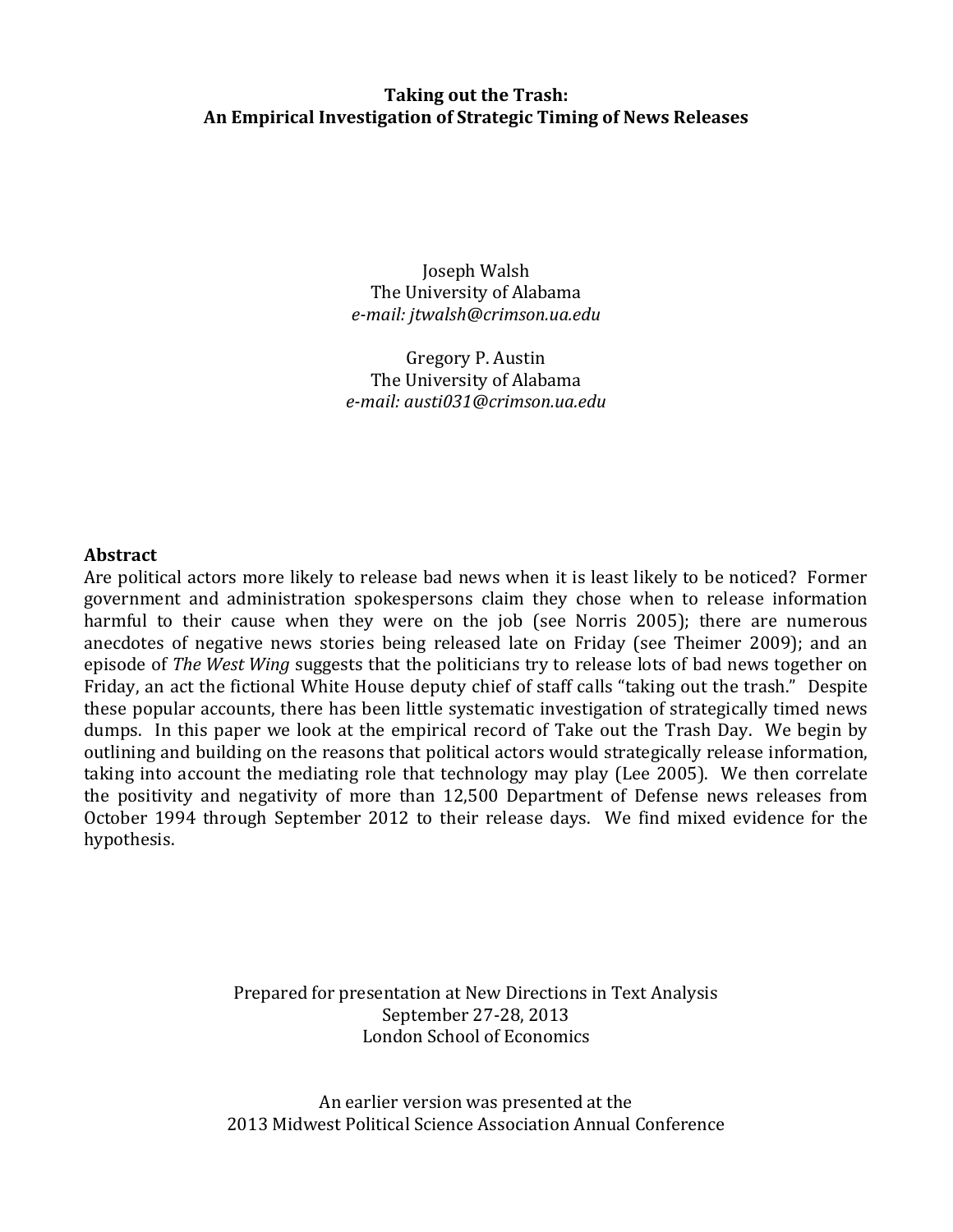# Taking out the Trash: An Empirical Investigation of Strategic Timing of News Releases

Joseph Walsh
The University of Alabama
*e-mail: jtwalsh@crimson.ua.edu*

Gregory P. Austin
The University of Alabama
*e-mail: austi031@crimson.ua.edu*

## Abstract

Are political actors more likely to release bad news when it is least likely to be noticed? Former government and administration spokespersons claim they chose when to release information harmful to their cause when they were on the job (see Norris 2005); there are numerous anecdotes of negative news stories being released late on Friday (see Theimer 2009); and an episode of *The West Wing* suggests that the politicians try to release lots of bad news together on Friday, an act the fictional White House deputy chief of staff calls "taking out the trash." Despite these popular accounts, there has been little systematic investigation of strategically timed news dumps. In this paper we look at the empirical record of Take out the Trash Day. We begin by outlining and building on the reasons that political actors would strategically release information, taking into account the mediating role that technology may play (Lee 2005). We then correlate the positivity and negativity of more than 12,500 Department of Defense news releases from October 1994 through September 2012 to their release days. We find mixed evidence for the hypothesis.

Prepared for presentation at New Directions in Text Analysis
September 27-28, 2013
London School of Economics

An earlier version was presented at the
2013 Midwest Political Science Association Annual Conference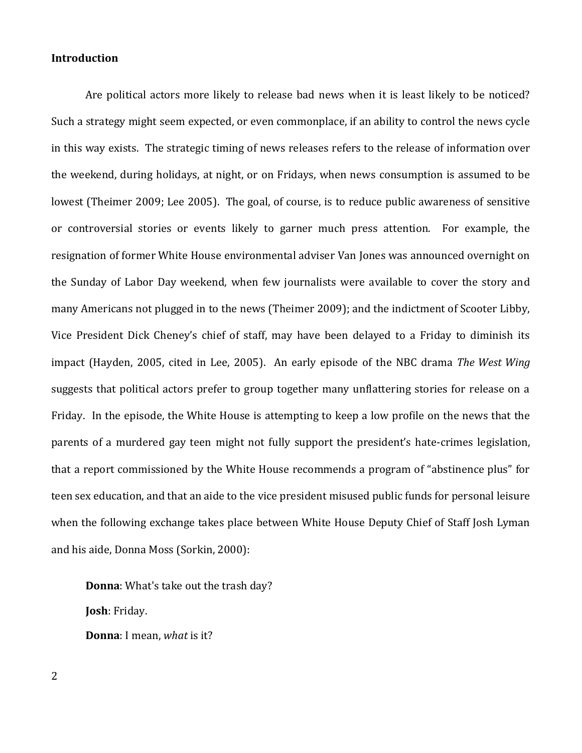**Introduction**

Are political actors more likely to release bad news when it is least likely to be noticed? Such a strategy might seem expected, or even commonplace, if an ability to control the news cycle in this way exists. The strategic timing of news releases refers to the release of information over the weekend, during holidays, at night, or on Fridays, when news consumption is assumed to be lowest (Theimer 2009; Lee 2005). The goal, of course, is to reduce public awareness of sensitive or controversial stories or events likely to garner much press attention. For example, the resignation of former White House environmental adviser Van Jones was announced overnight on the Sunday of Labor Day weekend, when few journalists were available to cover the story and many Americans not plugged in to the news (Theimer 2009); and the indictment of Scooter Libby, Vice President Dick Cheney's chief of staff, may have been delayed to a Friday to diminish its impact (Hayden, 2005, cited in Lee, 2005). An early episode of the NBC drama *The West Wing* suggests that political actors prefer to group together many unflattering stories for release on a Friday. In the episode, the White House is attempting to keep a low profile on the news that the parents of a murdered gay teen might not fully support the president's hate-crimes legislation, that a report commissioned by the White House recommends a program of "abstinence plus" for teen sex education, and that an aide to the vice president misused public funds for personal leisure when the following exchange takes place between White House Deputy Chief of Staff Josh Lyman and his aide, Donna Moss (Sorkin, 2000):

**Donna**: What's take out the trash day?

**Josh**: Friday.

**Donna**: I mean, *what* is it?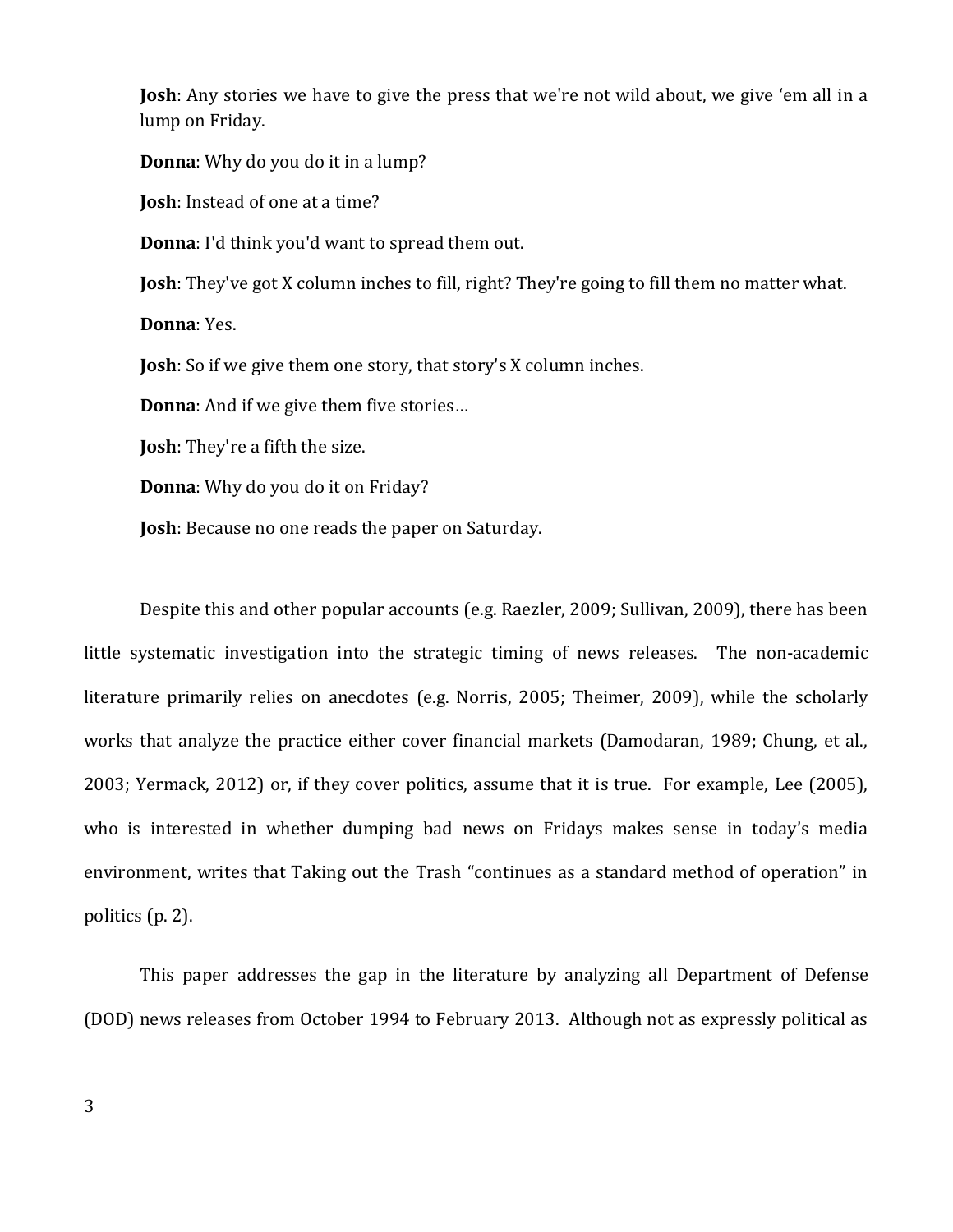**Josh**: Any stories we have to give the press that we're not wild about, we give 'em all in a lump on Friday.

**Donna**: Why do you do it in a lump?

**Josh**: Instead of one at a time?

**Donna**: I'd think you'd want to spread them out.

**Josh**: They've got X column inches to fill, right? They're going to fill them no matter what.

**Donna**: Yes.

**Josh**: So if we give them one story, that story's X column inches.

**Donna**: And if we give them five stories…

**Josh**: They're a fifth the size.

**Donna**: Why do you do it on Friday?

**Josh**: Because no one reads the paper on Saturday.

Despite this and other popular accounts (e.g. Raezler, 2009; Sullivan, 2009), there has been little systematic investigation into the strategic timing of news releases. The non-academic literature primarily relies on anecdotes (e.g. Norris, 2005; Theimer, 2009), while the scholarly works that analyze the practice either cover financial markets (Damodaran, 1989; Chung, et al., 2003; Yermack, 2012) or, if they cover politics, assume that it is true. For example, Lee (2005), who is interested in whether dumping bad news on Fridays makes sense in today's media environment, writes that Taking out the Trash "continues as a standard method of operation" in politics (p. 2).

This paper addresses the gap in the literature by analyzing all Department of Defense (DOD) news releases from October 1994 to February 2013. Although not as expressly political as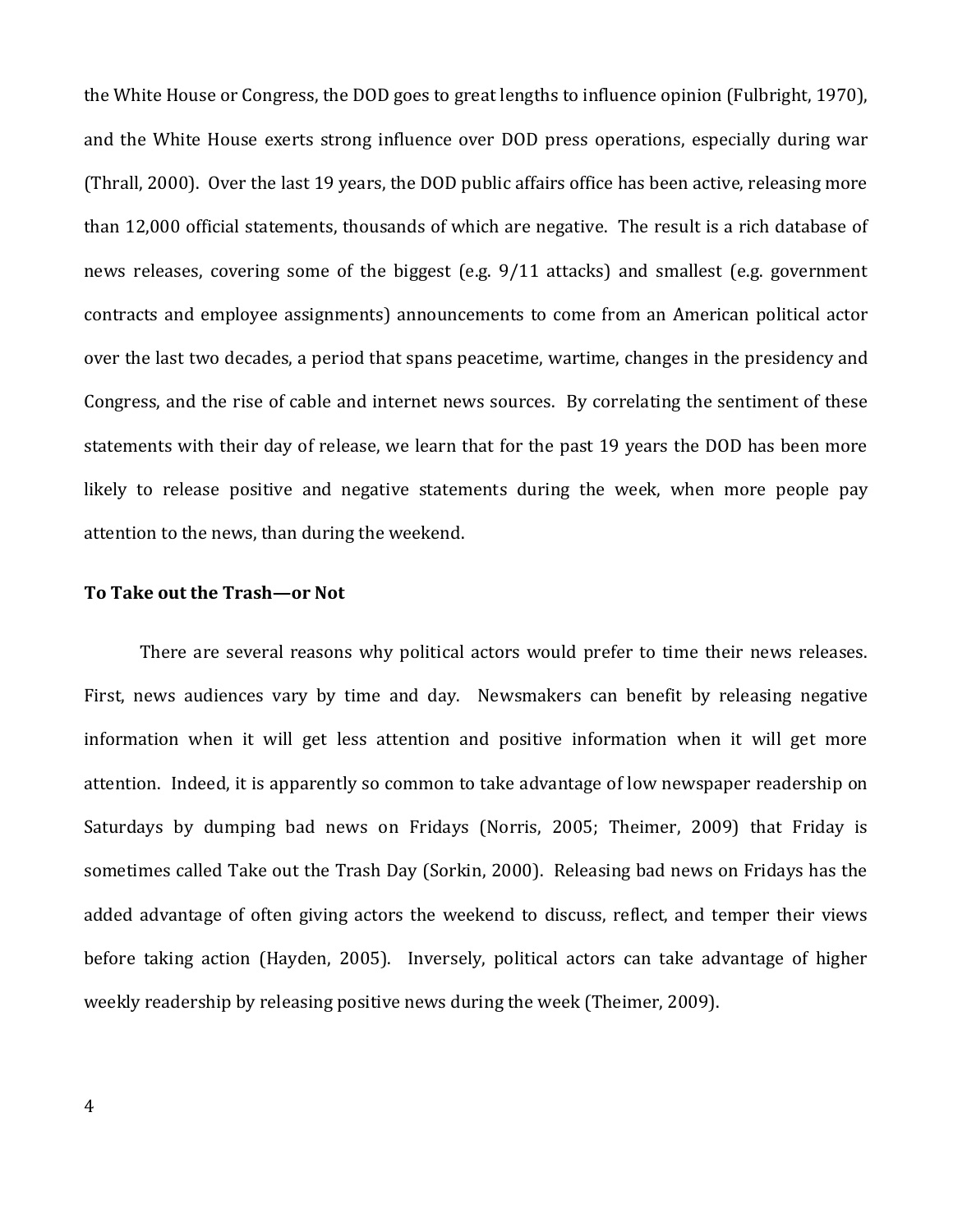the White House or Congress, the DOD goes to great lengths to influence opinion (Fulbright, 1970), and the White House exerts strong influence over DOD press operations, especially during war (Thrall, 2000). Over the last 19 years, the DOD public affairs office has been active, releasing more than 12,000 official statements, thousands of which are negative. The result is a rich database of news releases, covering some of the biggest (e.g. 9/11 attacks) and smallest (e.g. government contracts and employee assignments) announcements to come from an American political actor over the last two decades, a period that spans peacetime, wartime, changes in the presidency and Congress, and the rise of cable and internet news sources. By correlating the sentiment of these statements with their day of release, we learn that for the past 19 years the DOD has been more likely to release positive and negative statements during the week, when more people pay attention to the news, than during the weekend.

**To Take out the Trash—or Not**

There are several reasons why political actors would prefer to time their news releases. First, news audiences vary by time and day. Newsmakers can benefit by releasing negative information when it will get less attention and positive information when it will get more attention. Indeed, it is apparently so common to take advantage of low newspaper readership on Saturdays by dumping bad news on Fridays (Norris, 2005; Theimer, 2009) that Friday is sometimes called Take out the Trash Day (Sorkin, 2000). Releasing bad news on Fridays has the added advantage of often giving actors the weekend to discuss, reflect, and temper their views before taking action (Hayden, 2005). Inversely, political actors can take advantage of higher weekly readership by releasing positive news during the week (Theimer, 2009).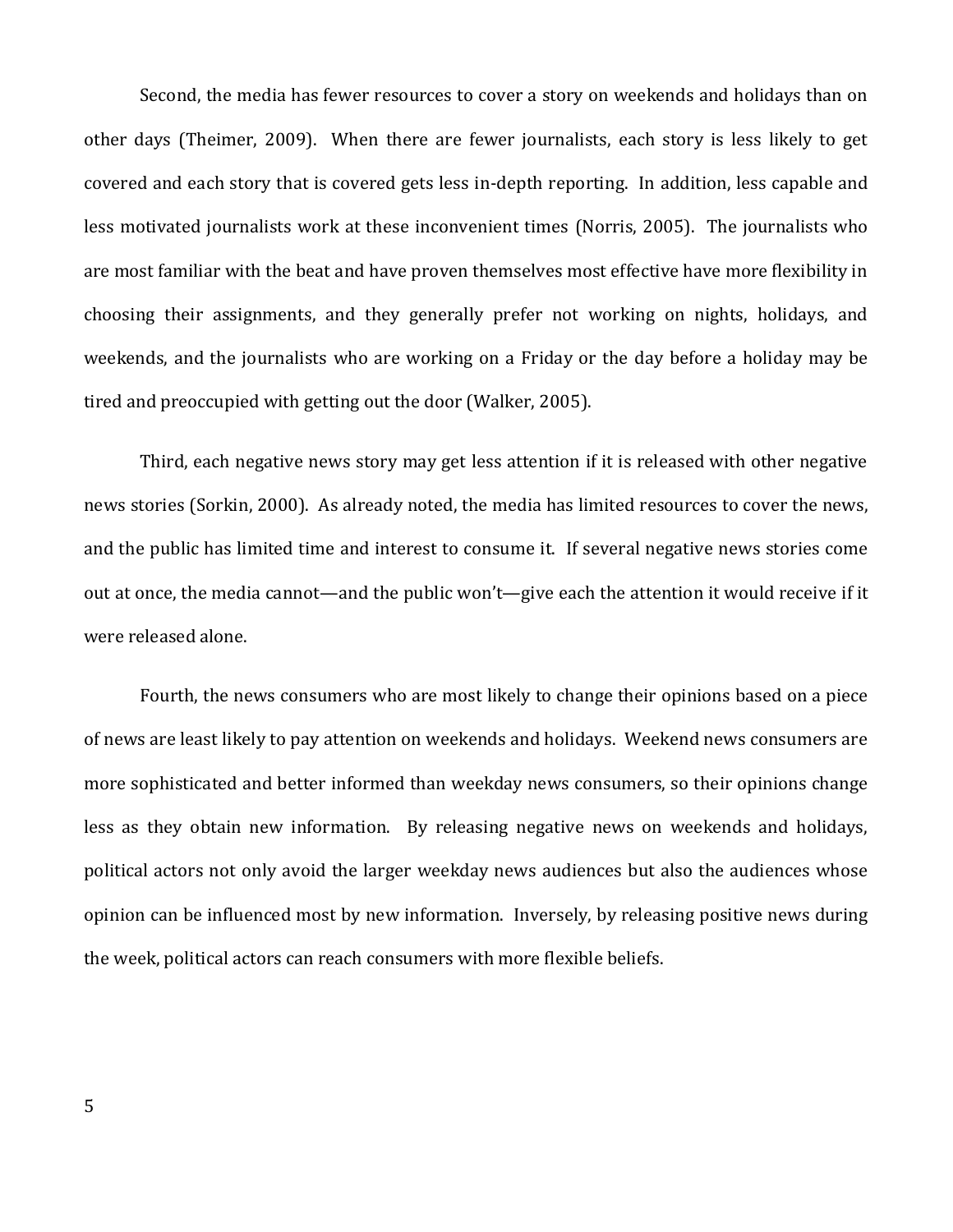Second, the media has fewer resources to cover a story on weekends and holidays than on other days (Theimer, 2009). When there are fewer journalists, each story is less likely to get covered and each story that is covered gets less in-depth reporting. In addition, less capable and less motivated journalists work at these inconvenient times (Norris, 2005). The journalists who are most familiar with the beat and have proven themselves most effective have more flexibility in choosing their assignments, and they generally prefer not working on nights, holidays, and weekends, and the journalists who are working on a Friday or the day before a holiday may be tired and preoccupied with getting out the door (Walker, 2005).

Third, each negative news story may get less attention if it is released with other negative news stories (Sorkin, 2000). As already noted, the media has limited resources to cover the news, and the public has limited time and interest to consume it. If several negative news stories come out at once, the media cannot—and the public won't—give each the attention it would receive if it were released alone.

Fourth, the news consumers who are most likely to change their opinions based on a piece of news are least likely to pay attention on weekends and holidays. Weekend news consumers are more sophisticated and better informed than weekday news consumers, so their opinions change less as they obtain new information. By releasing negative news on weekends and holidays, political actors not only avoid the larger weekday news audiences but also the audiences whose opinion can be influenced most by new information. Inversely, by releasing positive news during the week, political actors can reach consumers with more flexible beliefs.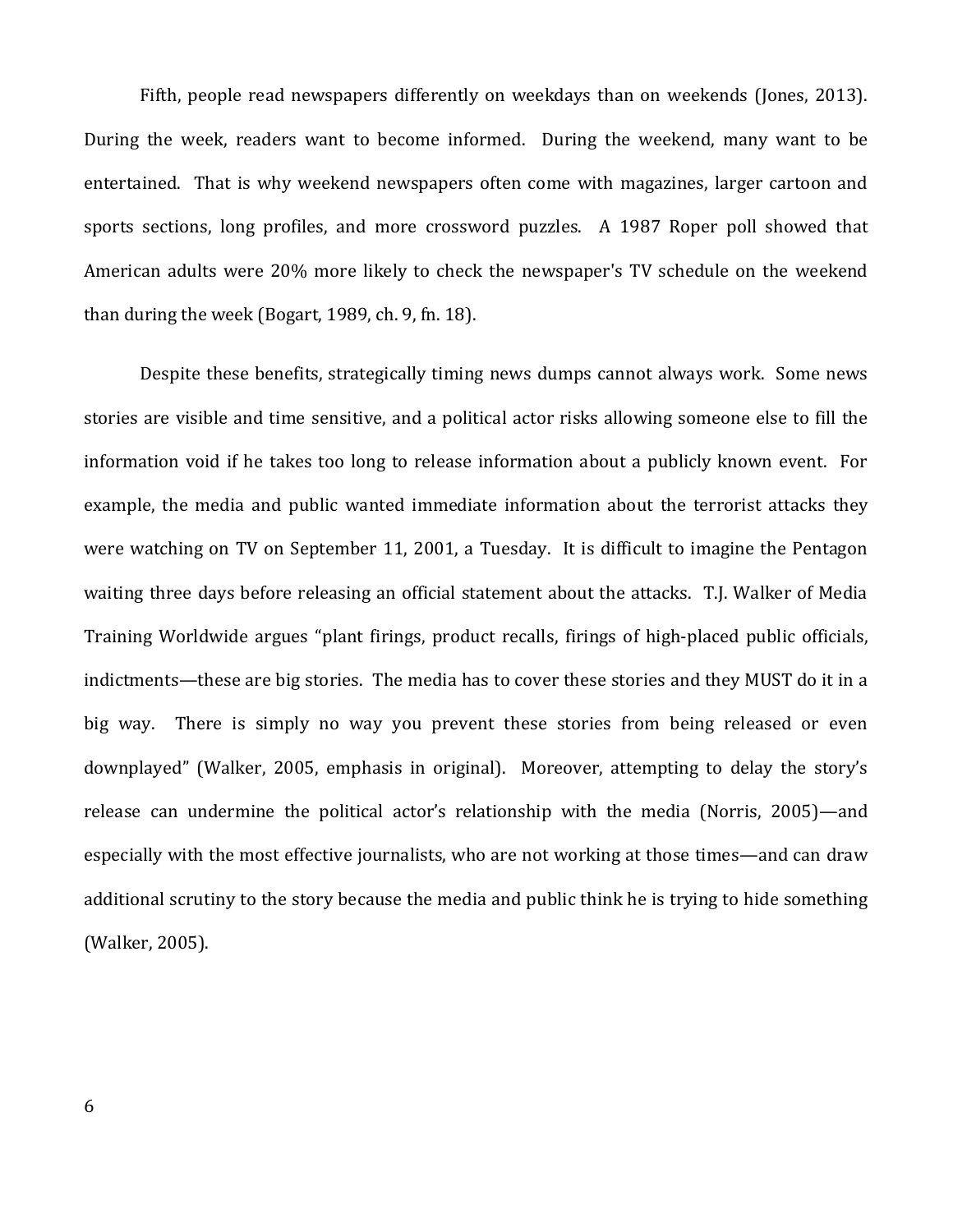Fifth, people read newspapers differently on weekdays than on weekends (Jones, 2013). During the week, readers want to become informed. During the weekend, many want to be entertained. That is why weekend newspapers often come with magazines, larger cartoon and sports sections, long profiles, and more crossword puzzles. A 1987 Roper poll showed that American adults were 20% more likely to check the newspaper's TV schedule on the weekend than during the week (Bogart, 1989, ch. 9, fn. 18).

Despite these benefits, strategically timing news dumps cannot always work. Some news stories are visible and time sensitive, and a political actor risks allowing someone else to fill the information void if he takes too long to release information about a publicly known event. For example, the media and public wanted immediate information about the terrorist attacks they were watching on TV on September 11, 2001, a Tuesday. It is difficult to imagine the Pentagon waiting three days before releasing an official statement about the attacks. T.J. Walker of Media Training Worldwide argues "plant firings, product recalls, firings of high-placed public officials, indictments—these are big stories. The media has to cover these stories and they MUST do it in a big way. There is simply no way you prevent these stories from being released or even downplayed" (Walker, 2005, emphasis in original). Moreover, attempting to delay the story's release can undermine the political actor's relationship with the media (Norris, 2005)—and especially with the most effective journalists, who are not working at those times—and can draw additional scrutiny to the story because the media and public think he is trying to hide something (Walker, 2005).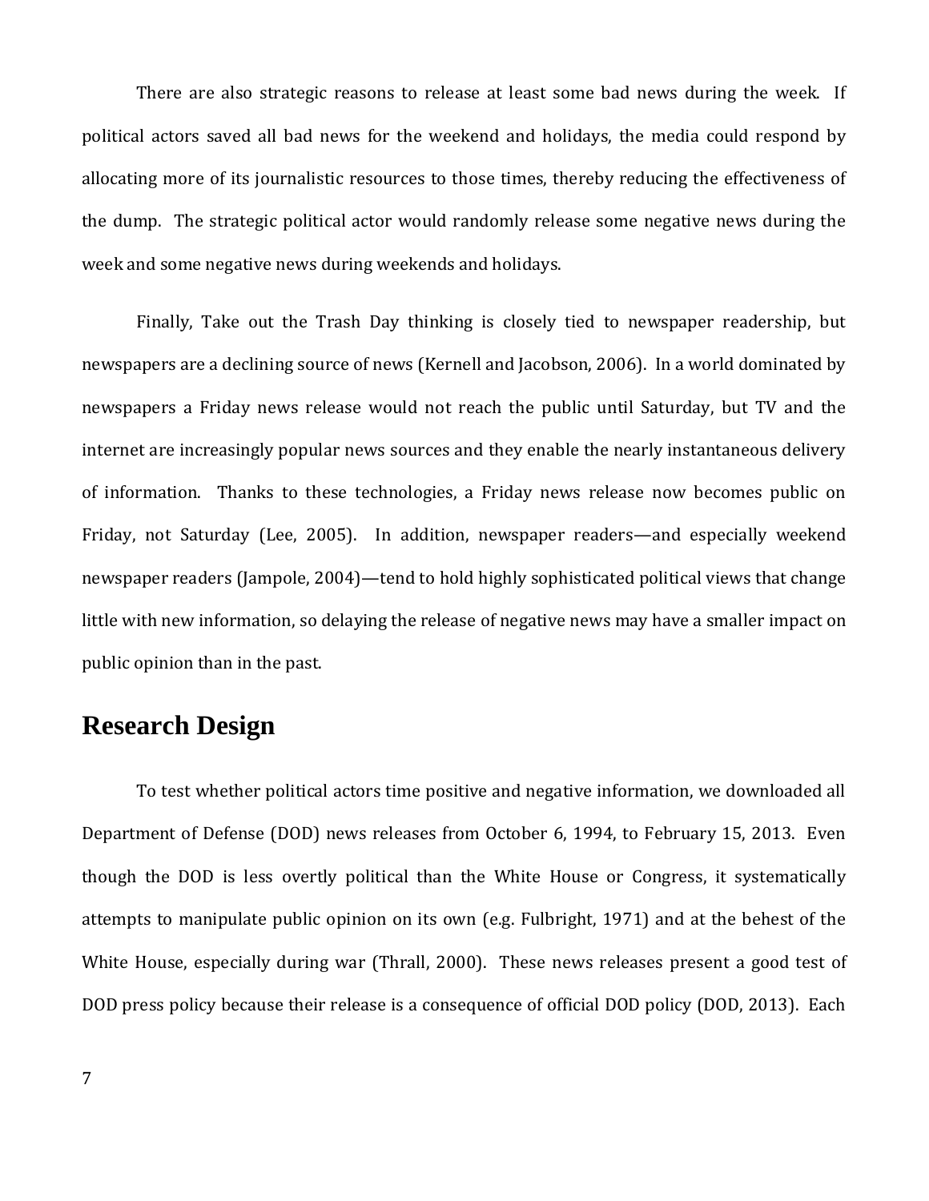There are also strategic reasons to release at least some bad news during the week. If political actors saved all bad news for the weekend and holidays, the media could respond by allocating more of its journalistic resources to those times, thereby reducing the effectiveness of the dump. The strategic political actor would randomly release some negative news during the week and some negative news during weekends and holidays.

Finally, Take out the Trash Day thinking is closely tied to newspaper readership, but newspapers are a declining source of news (Kernell and Jacobson, 2006). In a world dominated by newspapers a Friday news release would not reach the public until Saturday, but TV and the internet are increasingly popular news sources and they enable the nearly instantaneous delivery of information. Thanks to these technologies, a Friday news release now becomes public on Friday, not Saturday (Lee, 2005). In addition, newspaper readers—and especially weekend newspaper readers (Jampole, 2004)—tend to hold highly sophisticated political views that change little with new information, so delaying the release of negative news may have a smaller impact on public opinion than in the past.

## Research Design

To test whether political actors time positive and negative information, we downloaded all Department of Defense (DOD) news releases from October 6, 1994, to February 15, 2013. Even though the DOD is less overtly political than the White House or Congress, it systematically attempts to manipulate public opinion on its own (e.g. Fulbright, 1971) and at the behest of the White House, especially during war (Thrall, 2000). These news releases present a good test of DOD press policy because their release is a consequence of official DOD policy (DOD, 2013). Each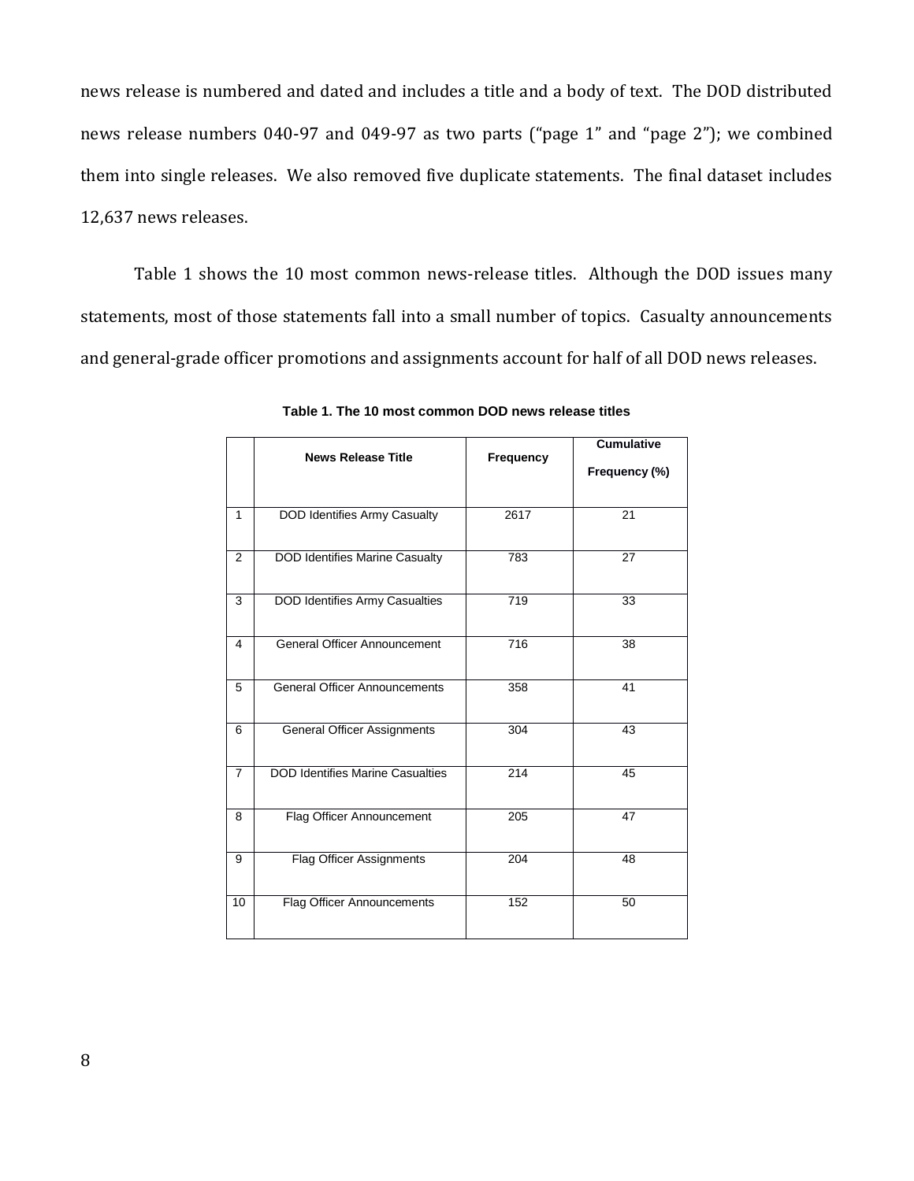news release is numbered and dated and includes a title and a body of text. The DOD distributed news release numbers 040-97 and 049-97 as two parts ("page 1" and "page 2"); we combined them into single releases. We also removed five duplicate statements. The final dataset includes 12,637 news releases.

Table 1 shows the 10 most common news-release titles. Although the DOD issues many statements, most of those statements fall into a small number of topics. Casualty announcements and general-grade officer promotions and assignments account for half of all DOD news releases.

**Table 1. The 10 most common DOD news release titles**

| | News Release Title | Frequency | Cumulative Frequency (%) |
|---|---|---|---|
| 1 | DOD Identifies Army Casualty | 2617 | 21 |
| 2 | DOD Identifies Marine Casualty | 783 | 27 |
| 3 | DOD Identifies Army Casualties | 719 | 33 |
| 4 | General Officer Announcement | 716 | 38 |
| 5 | General Officer Announcements | 358 | 41 |
| 6 | General Officer Assignments | 304 | 43 |
| 7 | DOD Identifies Marine Casualties | 214 | 45 |
| 8 | Flag Officer Announcement | 205 | 47 |
| 9 | Flag Officer Assignments | 204 | 48 |
| 10 | Flag Officer Announcements | 152 | 50 |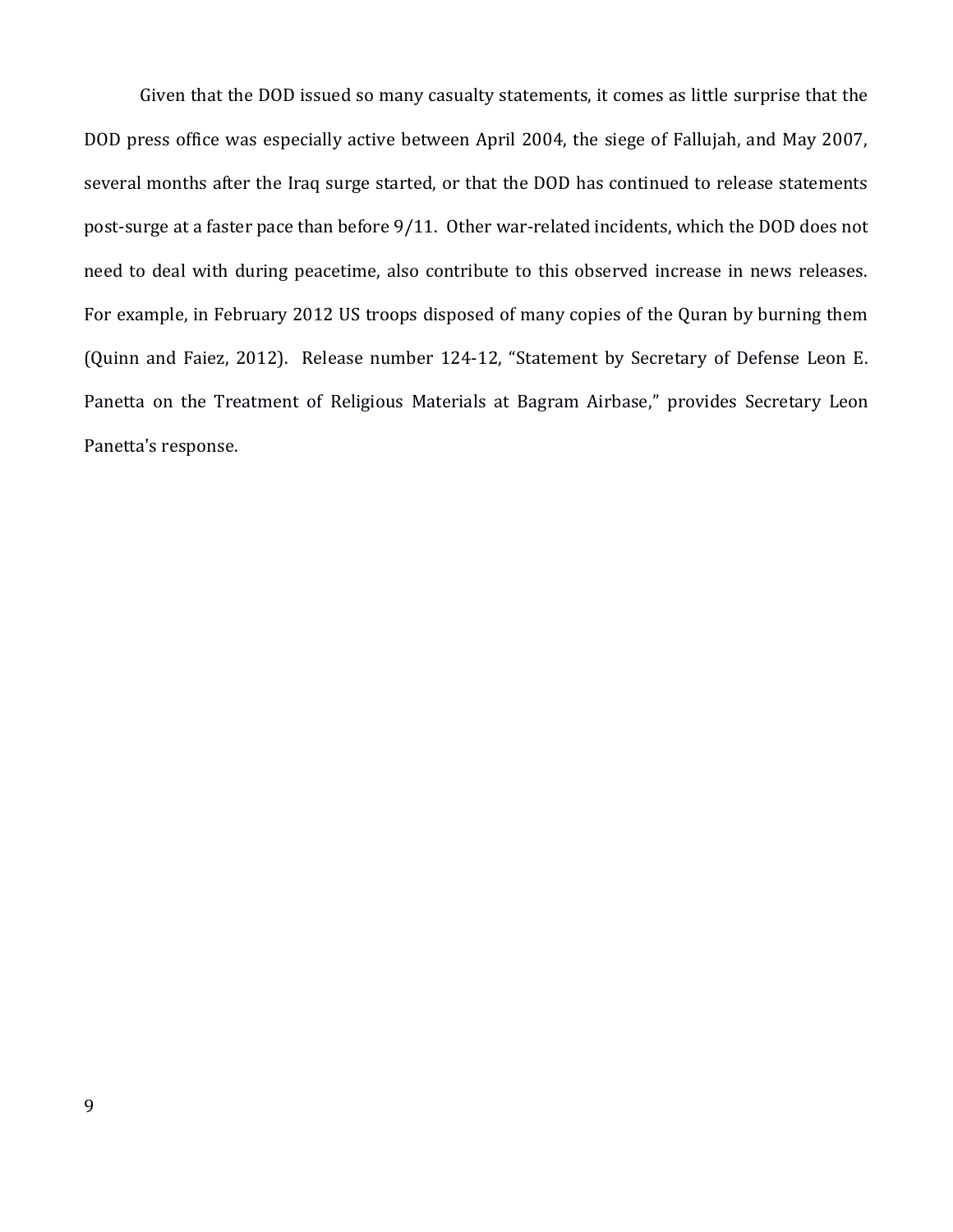Given that the DOD issued so many casualty statements, it comes as little surprise that the DOD press office was especially active between April 2004, the siege of Fallujah, and May 2007, several months after the Iraq surge started, or that the DOD has continued to release statements post-surge at a faster pace than before 9/11. Other war-related incidents, which the DOD does not need to deal with during peacetime, also contribute to this observed increase in news releases. For example, in February 2012 US troops disposed of many copies of the Quran by burning them (Quinn and Faiez, 2012). Release number 124-12, "Statement by Secretary of Defense Leon E. Panetta on the Treatment of Religious Materials at Bagram Airbase," provides Secretary Leon Panetta's response.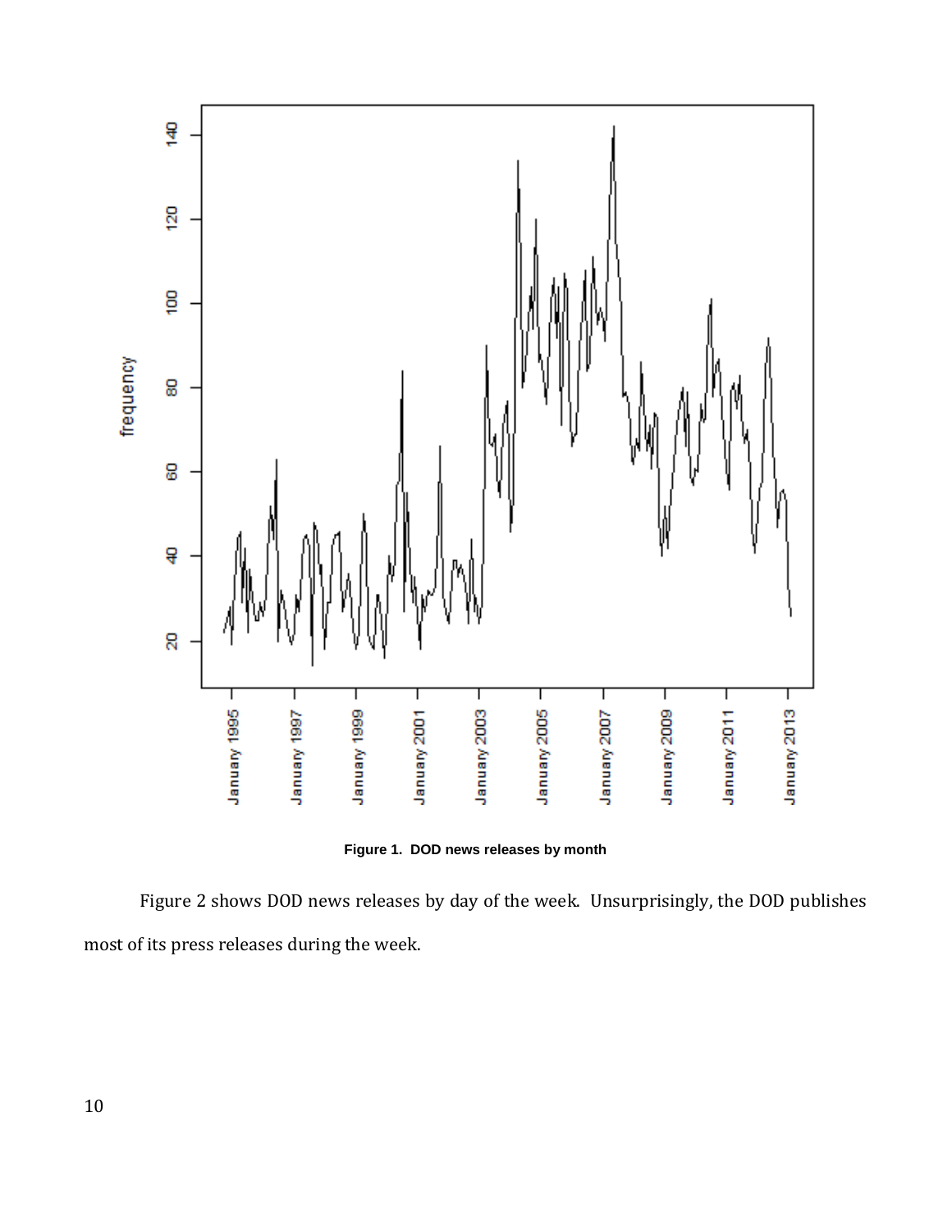Figure 1. DOD news releases by month

Figure 2 shows DOD news releases by day of the week. Unsurprisingly, the DOD publishes most of its press releases during the week.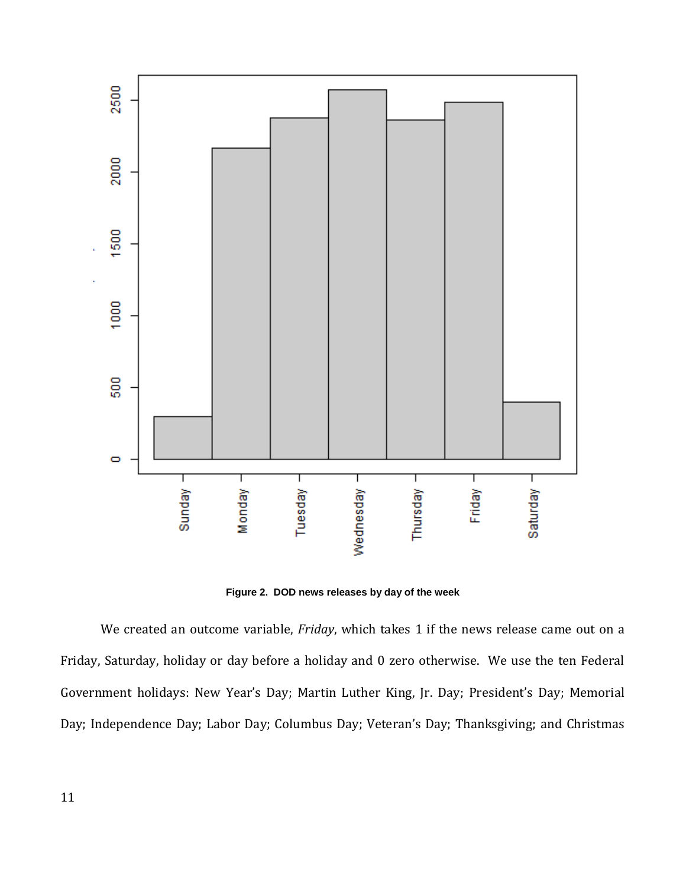Figure 2.  DOD news releases by day of the week

We created an outcome variable, *Friday*, which takes 1 if the news release came out on a Friday, Saturday, holiday or day before a holiday and 0 zero otherwise. We use the ten Federal Government holidays: New Year's Day; Martin Luther King, Jr. Day; President's Day; Memorial Day; Independence Day; Labor Day; Columbus Day; Veteran's Day; Thanksgiving; and Christmas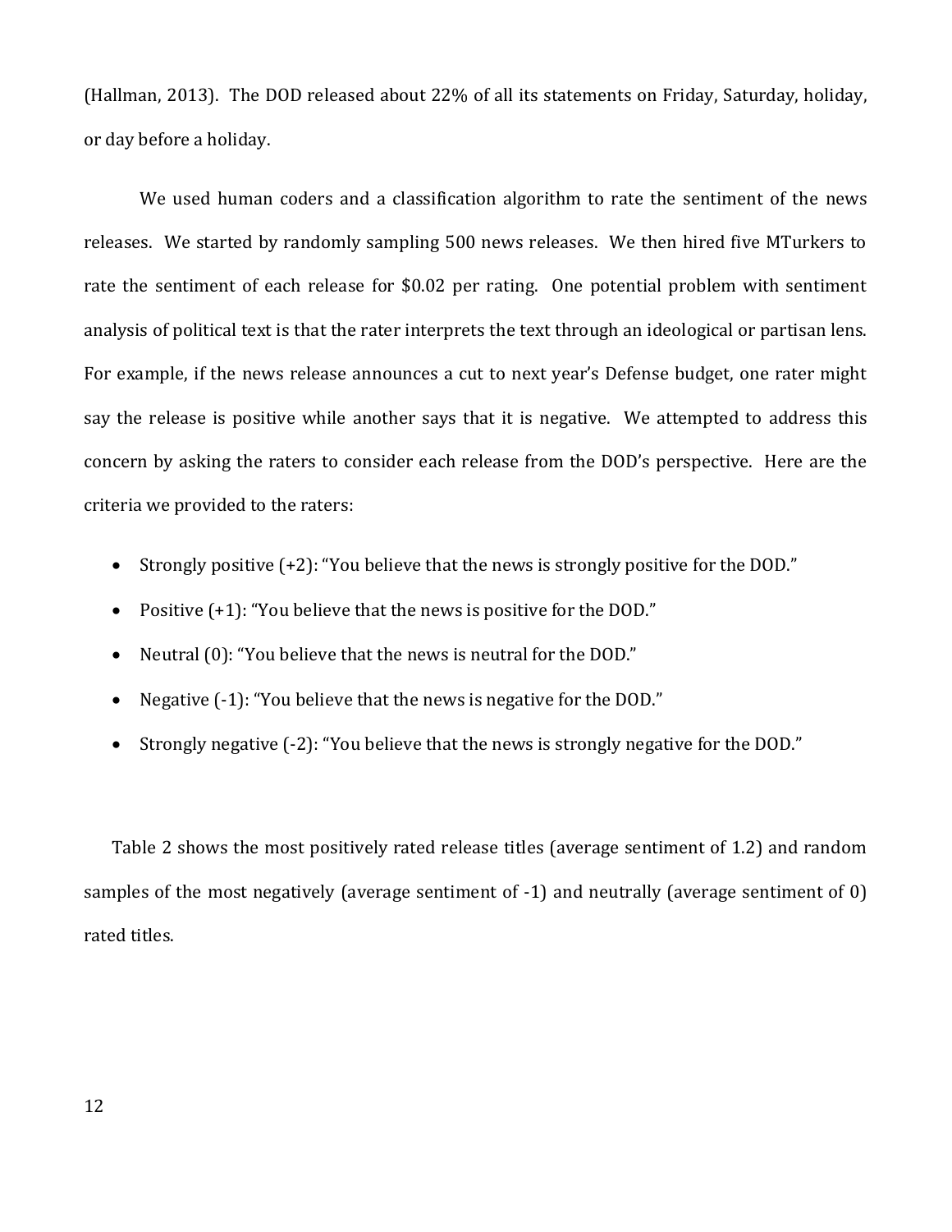(Hallman, 2013). The DOD released about 22% of all its statements on Friday, Saturday, holiday, or day before a holiday.

We used human coders and a classification algorithm to rate the sentiment of the news releases. We started by randomly sampling 500 news releases. We then hired five MTurkers to rate the sentiment of each release for $0.02 per rating. One potential problem with sentiment analysis of political text is that the rater interprets the text through an ideological or partisan lens. For example, if the news release announces a cut to next year's Defense budget, one rater might say the release is positive while another says that it is negative. We attempted to address this concern by asking the raters to consider each release from the DOD's perspective. Here are the criteria we provided to the raters:

- Strongly positive (+2): "You believe that the news is strongly positive for the DOD."
- Positive (+1): "You believe that the news is positive for the DOD."
- Neutral (0): "You believe that the news is neutral for the DOD."
- Negative (-1): "You believe that the news is negative for the DOD."
- Strongly negative (-2): "You believe that the news is strongly negative for the DOD."

Table 2 shows the most positively rated release titles (average sentiment of 1.2) and random samples of the most negatively (average sentiment of -1) and neutrally (average sentiment of 0) rated titles.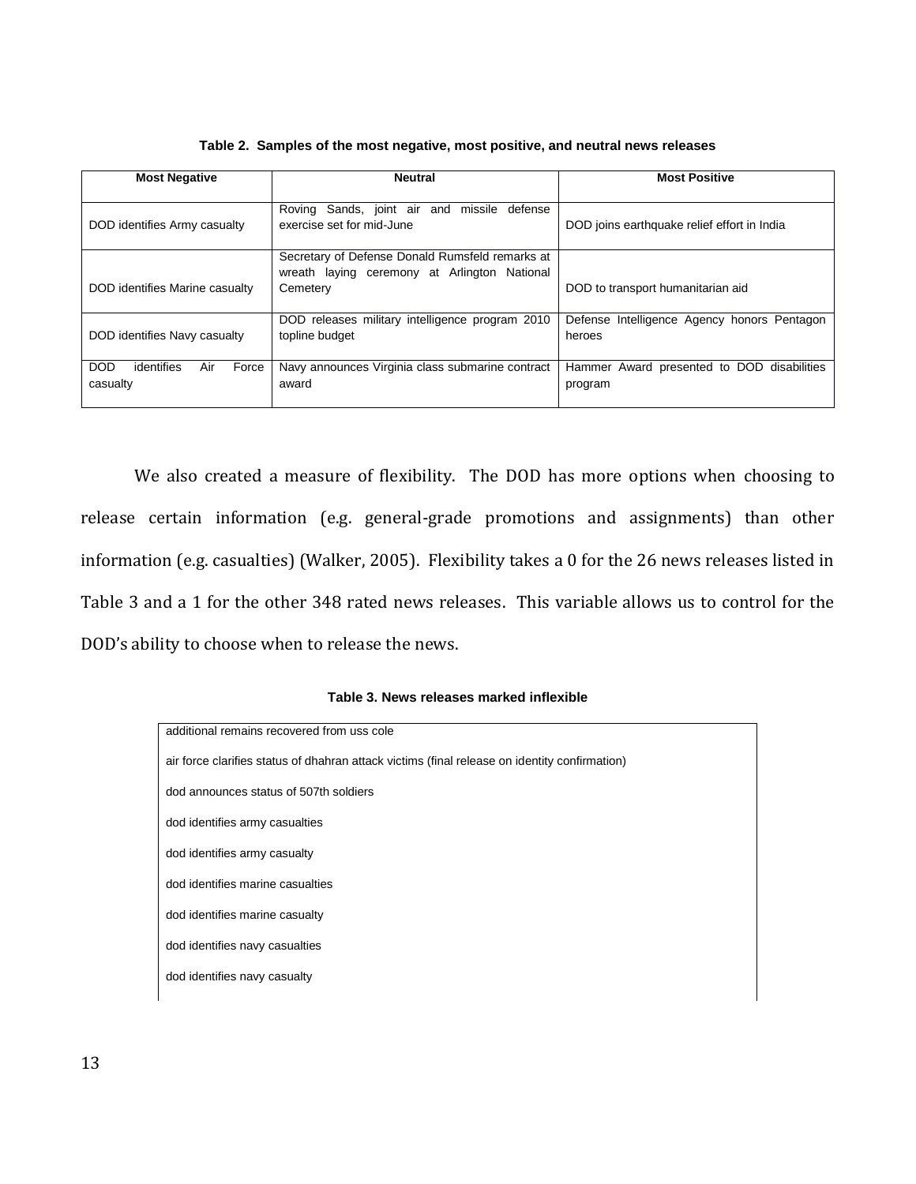**Table 2. Samples of the most negative, most positive, and neutral news releases**

| Most Negative | Neutral | Most Positive |
|---|---|---|
| DOD identifies Army casualty | Roving Sands, joint air and missile defense exercise set for mid-June | DOD joins earthquake relief effort in India |
| DOD identifies Marine casualty | Secretary of Defense Donald Rumsfeld remarks at wreath laying ceremony at Arlington National Cemetery | DOD to transport humanitarian aid |
| DOD identifies Navy casualty | DOD releases military intelligence program 2010 topline budget | Defense Intelligence Agency honors Pentagon heroes |
| DOD identifies Air Force casualty | Navy announces Virginia class submarine contract award | Hammer Award presented to DOD disabilities program |

We also created a measure of flexibility. The DOD has more options when choosing to release certain information (e.g. general-grade promotions and assignments) than other information (e.g. casualties) (Walker, 2005). Flexibility takes a 0 for the 26 news releases listed in Table 3 and a 1 for the other 348 rated news releases. This variable allows us to control for the DOD's ability to choose when to release the news.

**Table 3. News releases marked inflexible**

| |
|---|
| additional remains recovered from uss cole |
| air force clarifies status of dhahran attack victims (final release on identity confirmation) |
| dod announces status of 507th soldiers |
| dod identifies army casualties |
| dod identifies army casualty |
| dod identifies marine casualties |
| dod identifies marine casualty |
| dod identifies navy casualties |
| dod identifies navy casualty |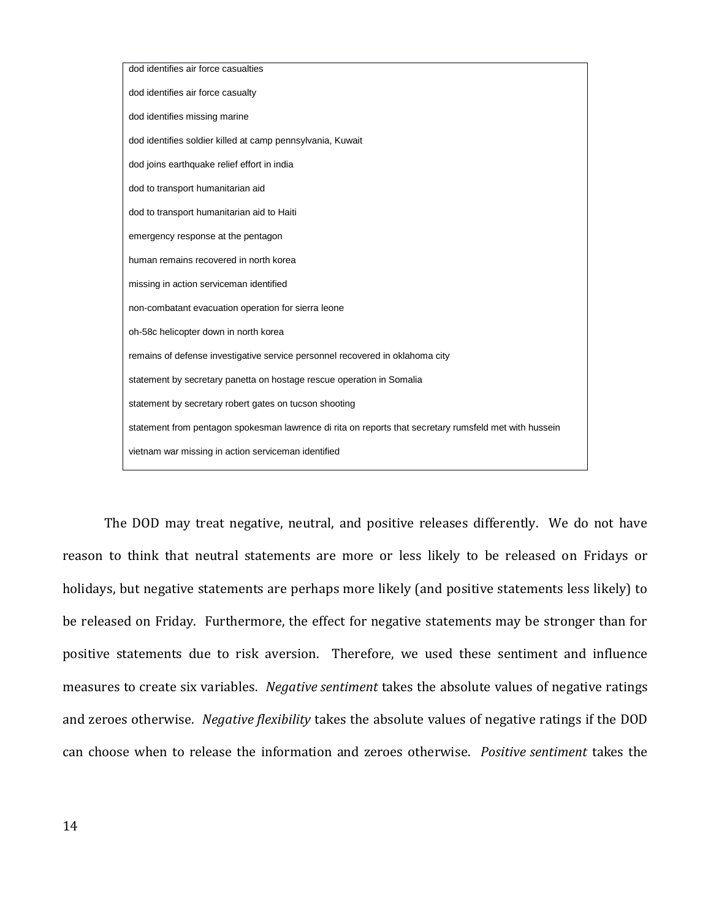| |
|---|
| dod identifies air force casualties |
| dod identifies air force casualty |
| dod identifies missing marine |
| dod identifies soldier killed at camp pennsylvania, Kuwait |
| dod joins earthquake relief effort in india |
| dod to transport humanitarian aid |
| dod to transport humanitarian aid to Haiti |
| emergency response at the pentagon |
| human remains recovered in north korea |
| missing in action serviceman identified |
| non-combatant evacuation operation for sierra leone |
| oh-58c helicopter down in north korea |
| remains of defense investigative service personnel recovered in oklahoma city |
| statement by secretary panetta on hostage rescue operation in Somalia |
| statement by secretary robert gates on tucson shooting |
| statement from pentagon spokesman lawrence di rita on reports that secretary rumsfeld met with hussein |
| vietnam war missing in action serviceman identified |

The DOD may treat negative, neutral, and positive releases differently. We do not have reason to think that neutral statements are more or less likely to be released on Fridays or holidays, but negative statements are perhaps more likely (and positive statements less likely) to be released on Friday. Furthermore, the effect for negative statements may be stronger than for positive statements due to risk aversion. Therefore, we used these sentiment and influence measures to create six variables. *Negative sentiment* takes the absolute values of negative ratings and zeroes otherwise. *Negative flexibility* takes the absolute values of negative ratings if the DOD can choose when to release the information and zeroes otherwise. *Positive sentiment* takes the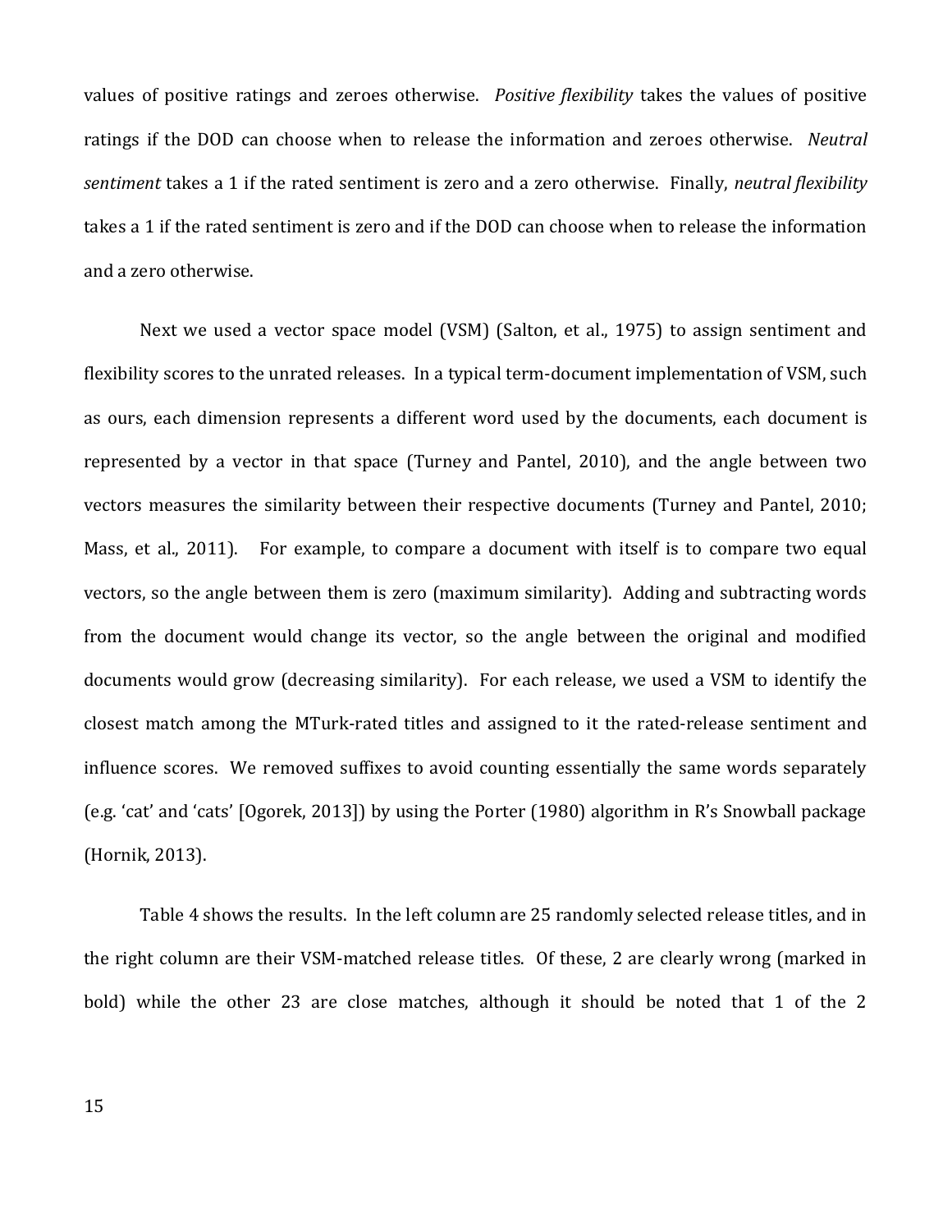values of positive ratings and zeroes otherwise. *Positive flexibility* takes the values of positive ratings if the DOD can choose when to release the information and zeroes otherwise. *Neutral sentiment* takes a 1 if the rated sentiment is zero and a zero otherwise. Finally, *neutral flexibility* takes a 1 if the rated sentiment is zero and if the DOD can choose when to release the information and a zero otherwise.

Next we used a vector space model (VSM) (Salton, et al., 1975) to assign sentiment and flexibility scores to the unrated releases. In a typical term-document implementation of VSM, such as ours, each dimension represents a different word used by the documents, each document is represented by a vector in that space (Turney and Pantel, 2010), and the angle between two vectors measures the similarity between their respective documents (Turney and Pantel, 2010; Mass, et al., 2011). For example, to compare a document with itself is to compare two equal vectors, so the angle between them is zero (maximum similarity). Adding and subtracting words from the document would change its vector, so the angle between the original and modified documents would grow (decreasing similarity). For each release, we used a VSM to identify the closest match among the MTurk-rated titles and assigned to it the rated-release sentiment and influence scores. We removed suffixes to avoid counting essentially the same words separately (e.g. 'cat' and 'cats' [Ogorek, 2013]) by using the Porter (1980) algorithm in R's Snowball package (Hornik, 2013).

Table 4 shows the results. In the left column are 25 randomly selected release titles, and in the right column are their VSM-matched release titles. Of these, 2 are clearly wrong (marked in bold) while the other 23 are close matches, although it should be noted that 1 of the 2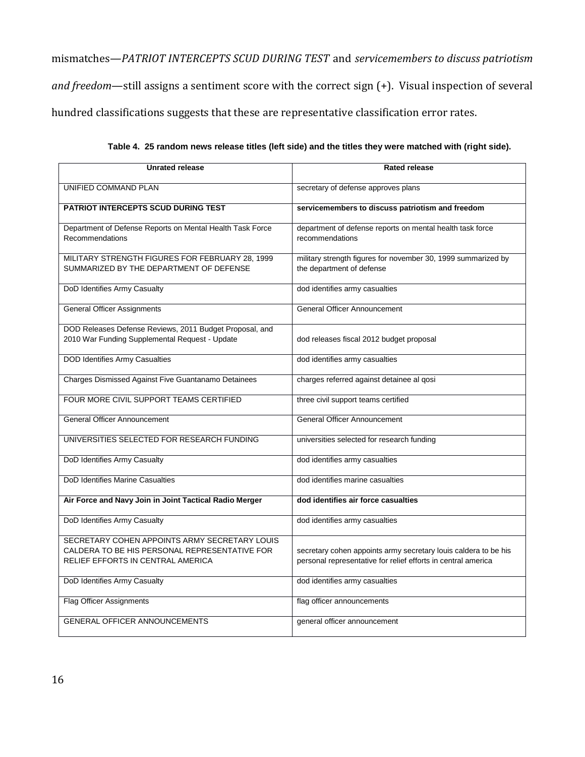mismatches—*PATRIOT INTERCEPTS SCUD DURING TEST* and *servicemembers to discuss patriotism and freedom*—still assigns a sentiment score with the correct sign (+). Visual inspection of several hundred classifications suggests that these are representative classification error rates.

**Table 4. 25 random news release titles (left side) and the titles they were matched with (right side).**

| Unrated release | Rated release |
| --- | --- |
| UNIFIED COMMAND PLAN | secretary of defense approves plans |
| **PATRIOT INTERCEPTS SCUD DURING TEST** | **servicemembers to discuss patriotism and freedom** |
| Department of Defense Reports on Mental Health Task Force Recommendations | department of defense reports on mental health task force recommendations |
| MILITARY STRENGTH FIGURES FOR FEBRUARY 28, 1999 SUMMARIZED BY THE DEPARTMENT OF DEFENSE | military strength figures for november 30, 1999 summarized by the department of defense |
| DoD Identifies Army Casualty | dod identifies army casualties |
| General Officer Assignments | General Officer Announcement |
| DOD Releases Defense Reviews, 2011 Budget Proposal, and 2010 War Funding Supplemental Request - Update | dod releases fiscal 2012 budget proposal |
| DOD Identifies Army Casualties | dod identifies army casualties |
| Charges Dismissed Against Five Guantanamo Detainees | charges referred against detainee al qosi |
| FOUR MORE CIVIL SUPPORT TEAMS CERTIFIED | three civil support teams certified |
| General Officer Announcement | General Officer Announcement |
| UNIVERSITIES SELECTED FOR RESEARCH FUNDING | universities selected for research funding |
| DoD Identifies Army Casualty | dod identifies army casualties |
| DoD Identifies Marine Casualties | dod identifies marine casualties |
| **Air Force and Navy Join in Joint Tactical Radio Merger** | **dod identifies air force casualties** |
| DoD Identifies Army Casualty | dod identifies army casualties |
| SECRETARY COHEN APPOINTS ARMY SECRETARY LOUIS CALDERA TO BE HIS PERSONAL REPRESENTATIVE FOR RELIEF EFFORTS IN CENTRAL AMERICA | secretary cohen appoints army secretary louis caldera to be his personal representative for relief efforts in central america |
| DoD Identifies Army Casualty | dod identifies army casualties |
| Flag Officer Assignments | flag officer announcements |
| GENERAL OFFICER ANNOUNCEMENTS | general officer announcement |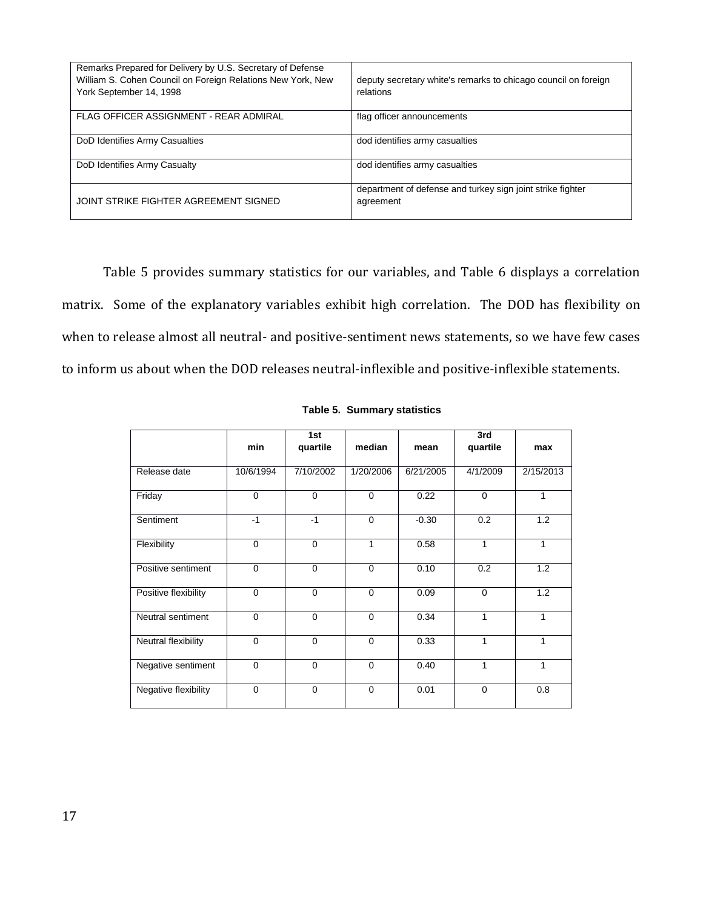| | |
|---|---|
| Remarks Prepared for Delivery by U.S. Secretary of Defense William S. Cohen Council on Foreign Relations New York, New York September 14, 1998 | deputy secretary white's remarks to chicago council on foreign relations |
| FLAG OFFICER ASSIGNMENT - REAR ADMIRAL | flag officer announcements |
| DoD Identifies Army Casualties | dod identifies army casualties |
| DoD Identifies Army Casualty | dod identifies army casualties |
| JOINT STRIKE FIGHTER AGREEMENT SIGNED | department of defense and turkey sign joint strike fighter agreement |

Table 5 provides summary statistics for our variables, and Table 6 displays a correlation matrix. Some of the explanatory variables exhibit high correlation. The DOD has flexibility on when to release almost all neutral- and positive-sentiment news statements, so we have few cases to inform us about when the DOD releases neutral-inflexible and positive-inflexible statements.

**Table 5. Summary statistics**

| | min | 1st quartile | median | mean | 3rd quartile | max |
|---|---|---|---|---|---|---|
| Release date | 10/6/1994 | 7/10/2002 | 1/20/2006 | 6/21/2005 | 4/1/2009 | 2/15/2013 |
| Friday | 0 | 0 | 0 | 0.22 | 0 | 1 |
| Sentiment | -1 | -1 | 0 | -0.30 | 0.2 | 1.2 |
| Flexibility | 0 | 0 | 1 | 0.58 | 1 | 1 |
| Positive sentiment | 0 | 0 | 0 | 0.10 | 0.2 | 1.2 |
| Positive flexibility | 0 | 0 | 0 | 0.09 | 0 | 1.2 |
| Neutral sentiment | 0 | 0 | 0 | 0.34 | 1 | 1 |
| Neutral flexibility | 0 | 0 | 0 | 0.33 | 1 | 1 |
| Negative sentiment | 0 | 0 | 0 | 0.40 | 1 | 1 |
| Negative flexibility | 0 | 0 | 0 | 0.01 | 0 | 0.8 |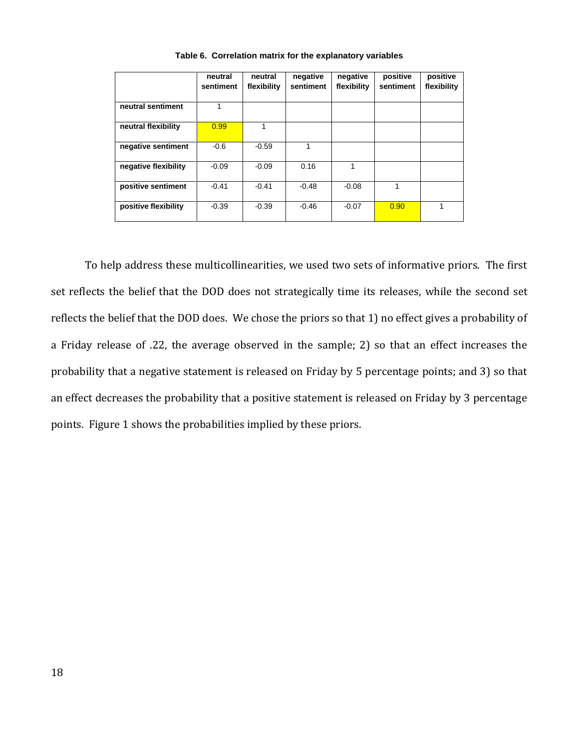**Table 6. Correlation matrix for the explanatory variables**

| | neutral sentiment | neutral flexibility | negative sentiment | negative flexibility | positive sentiment | positive flexibility |
|---|---|---|---|---|---|---|
| **neutral sentiment** | 1 | | | | | |
| **neutral flexibility** | 0.99 | 1 | | | | |
| **negative sentiment** | -0.6 | -0.59 | 1 | | | |
| **negative flexibility** | -0.09 | -0.09 | 0.16 | 1 | | |
| **positive sentiment** | -0.41 | -0.41 | -0.48 | -0.08 | 1 | |
| **positive flexibility** | -0.39 | -0.39 | -0.46 | -0.07 | 0.90 | 1 |

To help address these multicollinearities, we used two sets of informative priors. The first set reflects the belief that the DOD does not strategically time its releases, while the second set reflects the belief that the DOD does. We chose the priors so that 1) no effect gives a probability of a Friday release of .22, the average observed in the sample; 2) so that an effect increases the probability that a negative statement is released on Friday by 5 percentage points; and 3) so that an effect decreases the probability that a positive statement is released on Friday by 3 percentage points. Figure 1 shows the probabilities implied by these priors.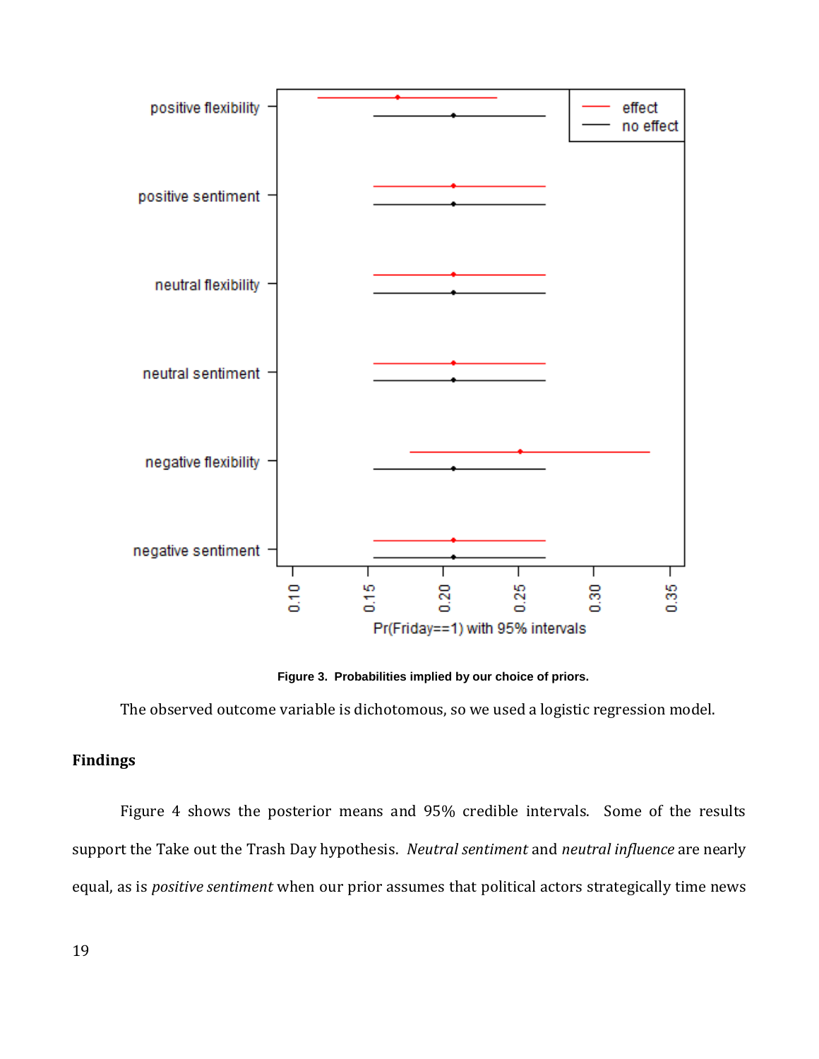Figure 3. Probabilities implied by our choice of priors.

The observed outcome variable is dichotomous, so we used a logistic regression model.

## Findings

Figure 4 shows the posterior means and 95% credible intervals. Some of the results support the Take out the Trash Day hypothesis. *Neutral sentiment* and *neutral influence* are nearly equal, as is *positive sentiment* when our prior assumes that political actors strategically time news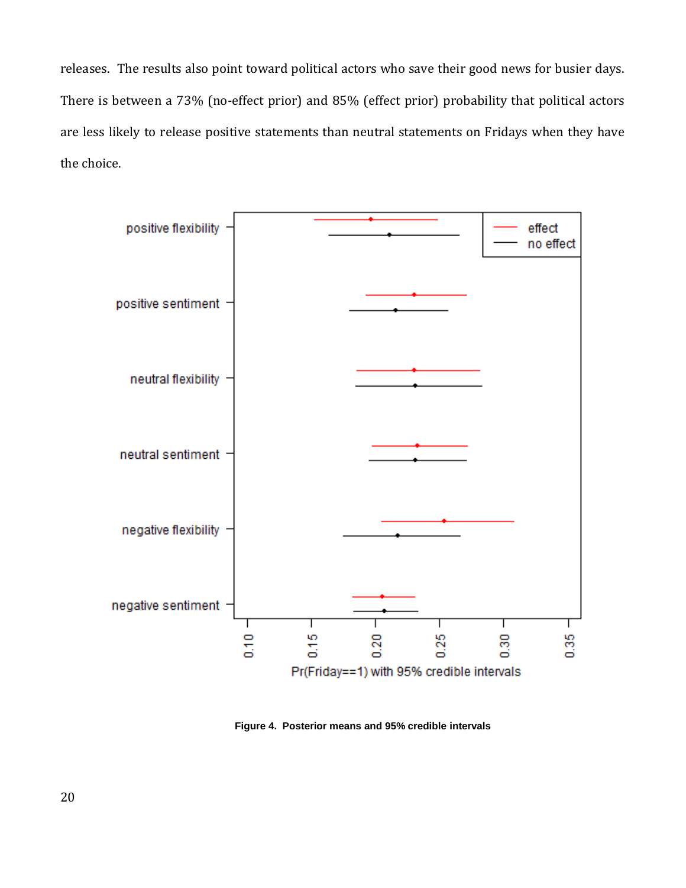releases. The results also point toward political actors who save their good news for busier days. There is between a 73% (no-effect prior) and 85% (effect prior) probability that political actors are less likely to release positive statements than neutral statements on Fridays when they have the choice.

**Figure 4. Posterior means and 95% credible intervals**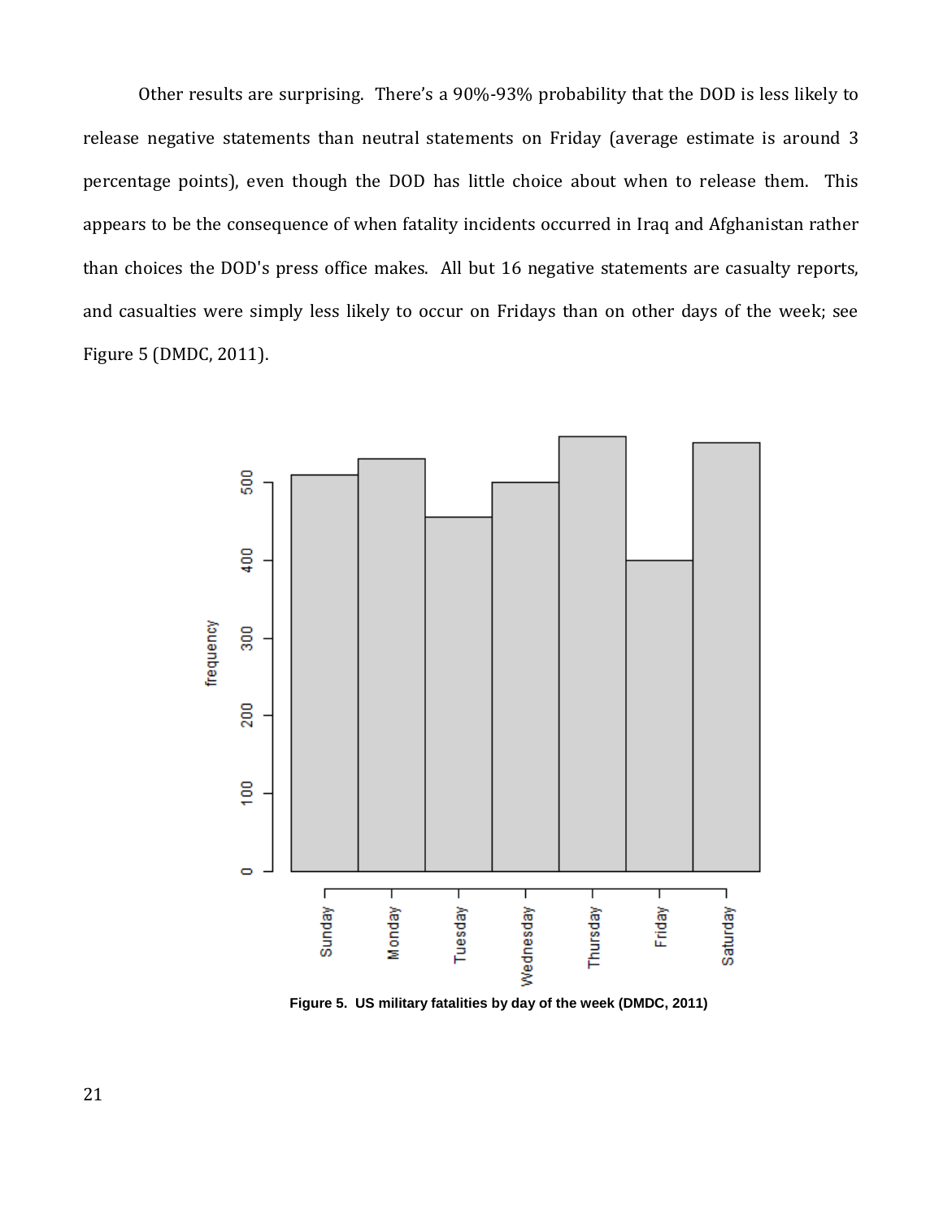Other results are surprising. There's a 90%-93% probability that the DOD is less likely to release negative statements than neutral statements on Friday (average estimate is around 3 percentage points), even though the DOD has little choice about when to release them. This appears to be the consequence of when fatality incidents occurred in Iraq and Afghanistan rather than choices the DOD's press office makes. All but 16 negative statements are casualty reports, and casualties were simply less likely to occur on Fridays than on other days of the week; see Figure 5 (DMDC, 2011).

**Figure 5. US military fatalities by day of the week (DMDC, 2011)**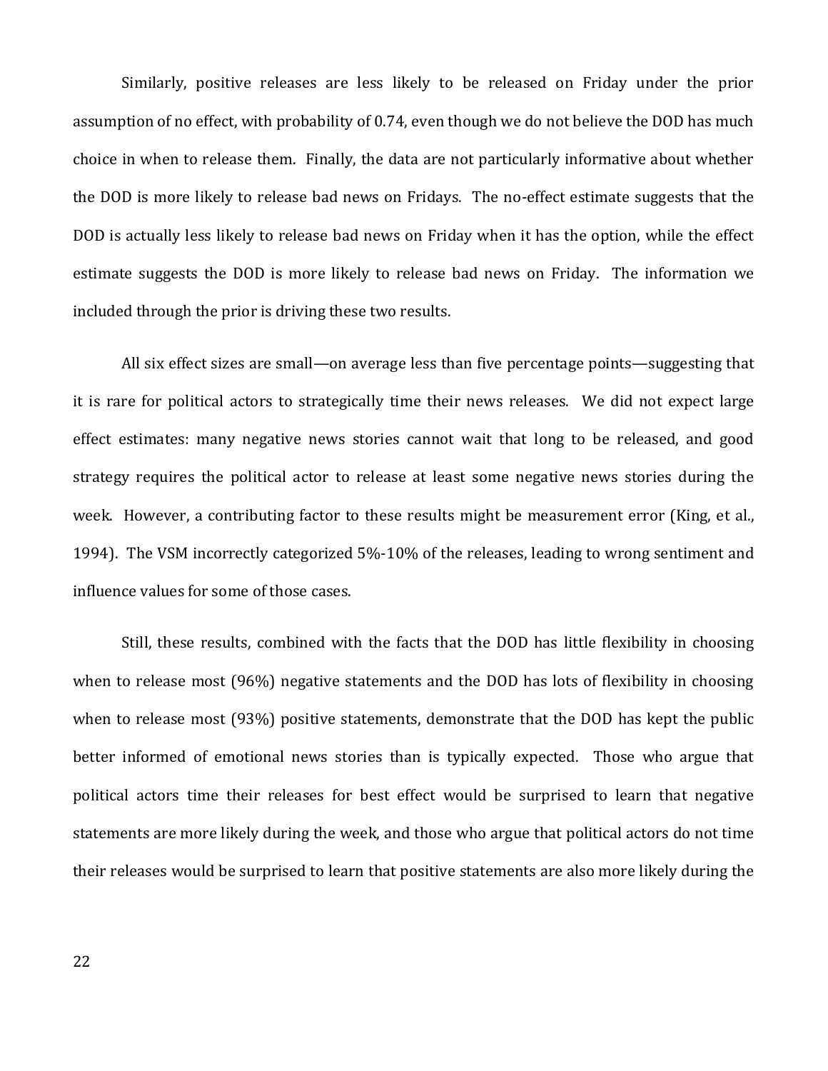Similarly, positive releases are less likely to be released on Friday under the prior assumption of no effect, with probability of 0.74, even though we do not believe the DOD has much choice in when to release them. Finally, the data are not particularly informative about whether the DOD is more likely to release bad news on Fridays. The no-effect estimate suggests that the DOD is actually less likely to release bad news on Friday when it has the option, while the effect estimate suggests the DOD is more likely to release bad news on Friday. The information we included through the prior is driving these two results.

All six effect sizes are small—on average less than five percentage points—suggesting that it is rare for political actors to strategically time their news releases. We did not expect large effect estimates: many negative news stories cannot wait that long to be released, and good strategy requires the political actor to release at least some negative news stories during the week. However, a contributing factor to these results might be measurement error (King, et al., 1994). The VSM incorrectly categorized 5%-10% of the releases, leading to wrong sentiment and influence values for some of those cases.

Still, these results, combined with the facts that the DOD has little flexibility in choosing when to release most (96%) negative statements and the DOD has lots of flexibility in choosing when to release most (93%) positive statements, demonstrate that the DOD has kept the public better informed of emotional news stories than is typically expected. Those who argue that political actors time their releases for best effect would be surprised to learn that negative statements are more likely during the week, and those who argue that political actors do not time their releases would be surprised to learn that positive statements are also more likely during the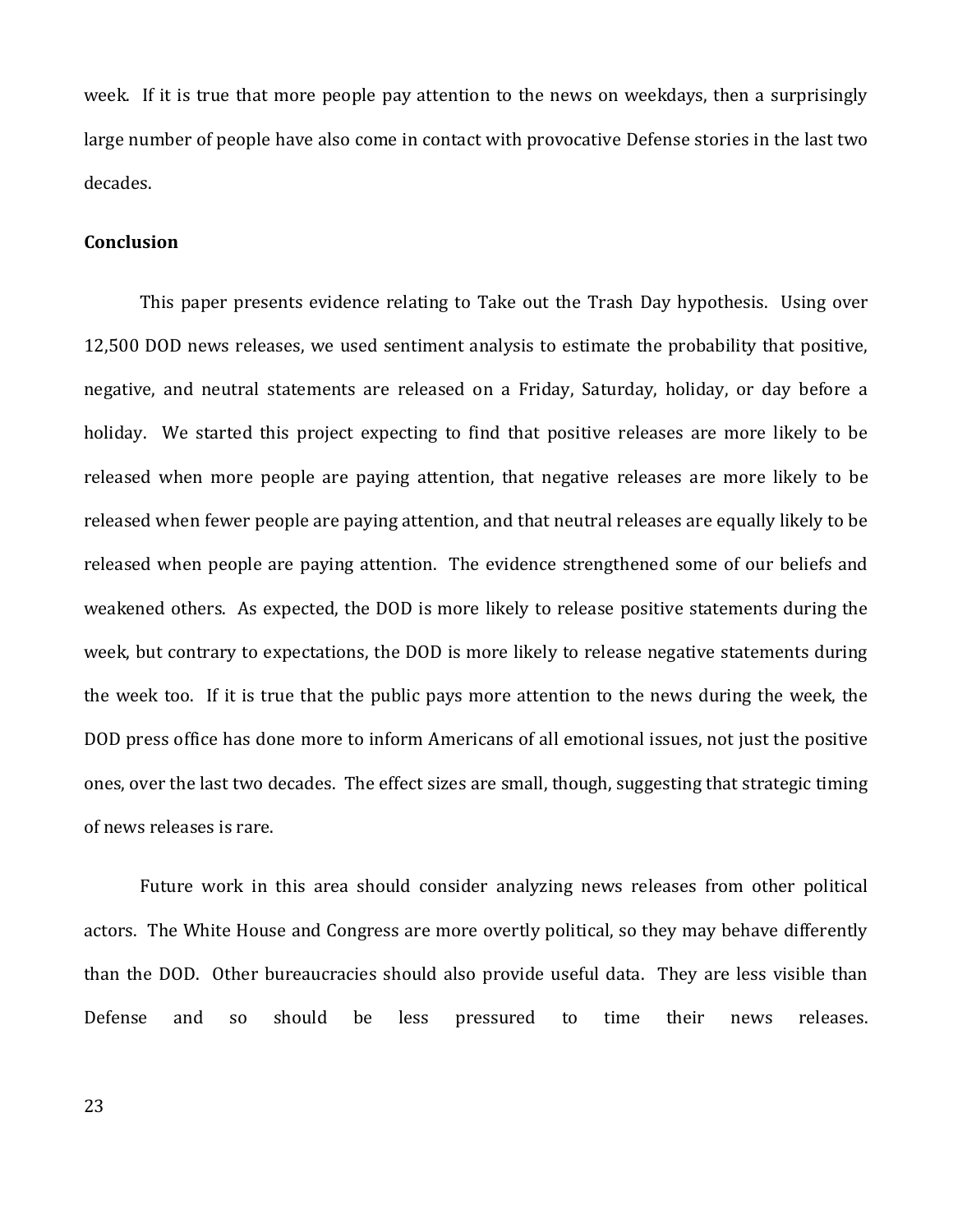week. If it is true that more people pay attention to the news on weekdays, then a surprisingly large number of people have also come in contact with provocative Defense stories in the last two decades.

**Conclusion**

This paper presents evidence relating to Take out the Trash Day hypothesis. Using over 12,500 DOD news releases, we used sentiment analysis to estimate the probability that positive, negative, and neutral statements are released on a Friday, Saturday, holiday, or day before a holiday. We started this project expecting to find that positive releases are more likely to be released when more people are paying attention, that negative releases are more likely to be released when fewer people are paying attention, and that neutral releases are equally likely to be released when people are paying attention. The evidence strengthened some of our beliefs and weakened others. As expected, the DOD is more likely to release positive statements during the week, but contrary to expectations, the DOD is more likely to release negative statements during the week too. If it is true that the public pays more attention to the news during the week, the DOD press office has done more to inform Americans of all emotional issues, not just the positive ones, over the last two decades. The effect sizes are small, though, suggesting that strategic timing of news releases is rare.

Future work in this area should consider analyzing news releases from other political actors. The White House and Congress are more overtly political, so they may behave differently than the DOD. Other bureaucracies should also provide useful data. They are less visible than Defense and so should be less pressured to time their news releases.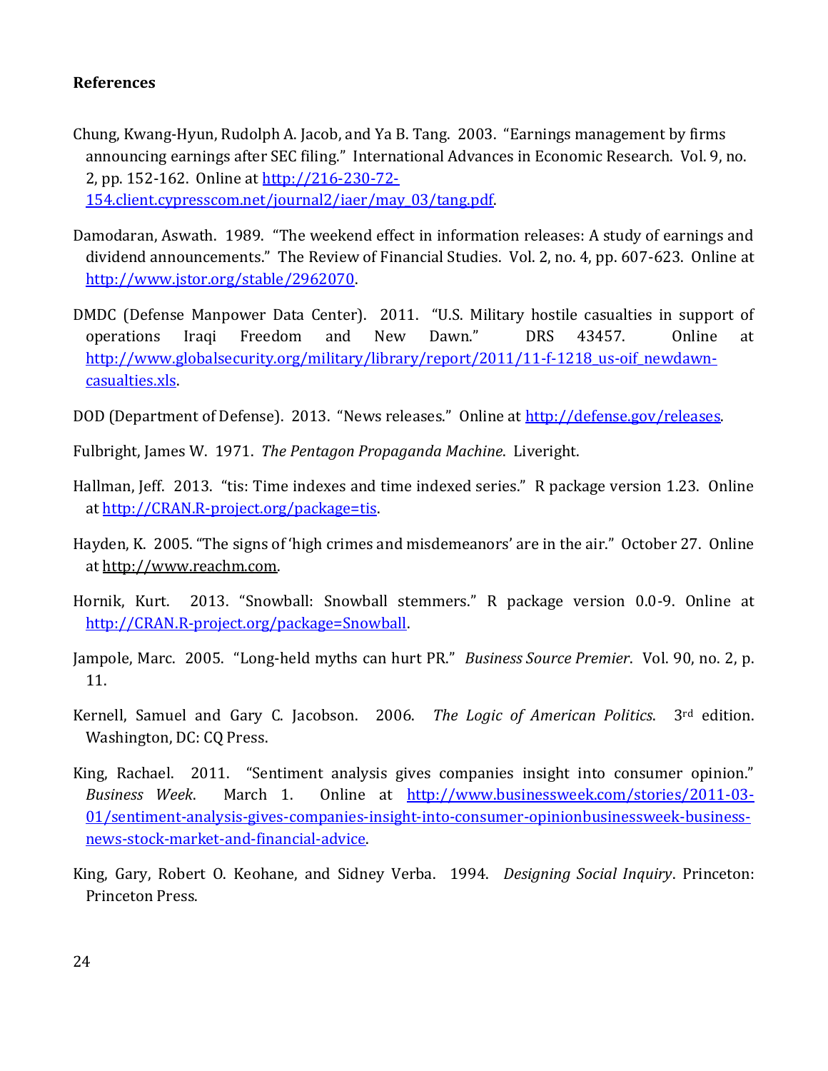**References**

Chung, Kwang-Hyun, Rudolph A. Jacob, and Ya B. Tang. 2003. "Earnings management by firms announcing earnings after SEC filing." International Advances in Economic Research. Vol. 9, no. 2, pp. 152-162. Online at http://216-230-72-154.client.cypresscom.net/journal2/iaer/may_03/tang.pdf.

Damodaran, Aswath. 1989. "The weekend effect in information releases: A study of earnings and dividend announcements." The Review of Financial Studies. Vol. 2, no. 4, pp. 607-623. Online at http://www.jstor.org/stable/2962070.

DMDC (Defense Manpower Data Center). 2011. "U.S. Military hostile casualties in support of operations Iraqi Freedom and New Dawn." DRS 43457. Online at http://www.globalsecurity.org/military/library/report/2011/11-f-1218_us-oif_newdawn-casualties.xls.

DOD (Department of Defense). 2013. "News releases." Online at http://defense.gov/releases.

Fulbright, James W. 1971. *The Pentagon Propaganda Machine*. Liveright.

Hallman, Jeff. 2013. "tis: Time indexes and time indexed series." R package version 1.23. Online at http://CRAN.R-project.org/package=tis.

Hayden, K. 2005. "The signs of 'high crimes and misdemeanors' are in the air." October 27. Online at http://www.reachm.com.

Hornik, Kurt. 2013. "Snowball: Snowball stemmers." R package version 0.0-9. Online at http://CRAN.R-project.org/package=Snowball.

Jampole, Marc. 2005. "Long-held myths can hurt PR." *Business Source Premier*. Vol. 90, no. 2, p. 11.

Kernell, Samuel and Gary C. Jacobson. 2006. *The Logic of American Politics*. 3rd edition. Washington, DC: CQ Press.

King, Rachael. 2011. "Sentiment analysis gives companies insight into consumer opinion." *Business Week*. March 1. Online at http://www.businessweek.com/stories/2011-03-01/sentiment-analysis-gives-companies-insight-into-consumer-opinionbusinessweek-business-news-stock-market-and-financial-advice.

King, Gary, Robert O. Keohane, and Sidney Verba. 1994. *Designing Social Inquiry*. Princeton: Princeton Press.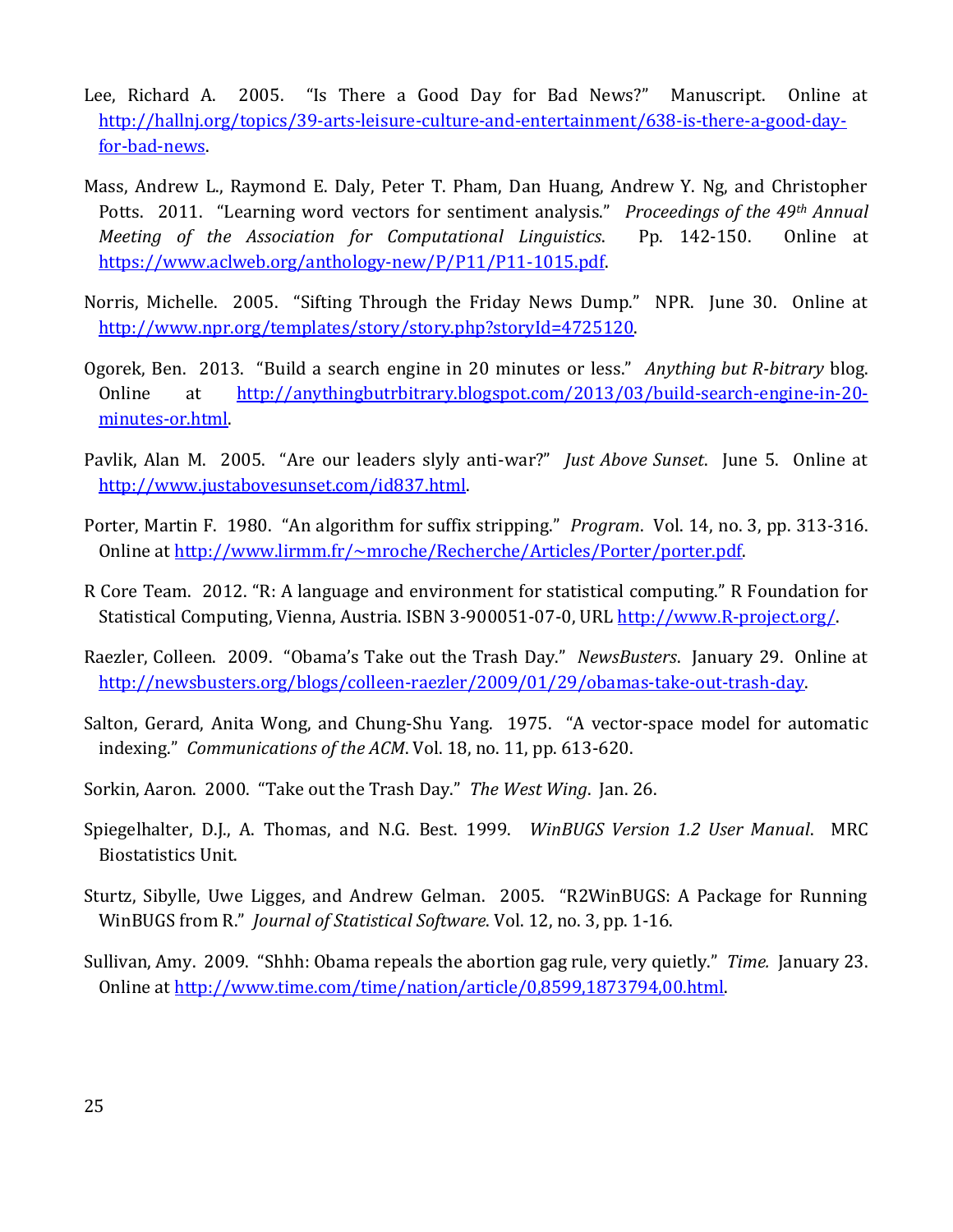Lee, Richard A. 2005. "Is There a Good Day for Bad News?" Manuscript. Online at http://hallnj.org/topics/39-arts-leisure-culture-and-entertainment/638-is-there-a-good-day-for-bad-news.

Mass, Andrew L., Raymond E. Daly, Peter T. Pham, Dan Huang, Andrew Y. Ng, and Christopher Potts. 2011. "Learning word vectors for sentiment analysis." *Proceedings of the 49th Annual Meeting of the Association for Computational Linguistics*. Pp. 142-150. Online at https://www.aclweb.org/anthology-new/P/P11/P11-1015.pdf.

Norris, Michelle. 2005. "Sifting Through the Friday News Dump." NPR. June 30. Online at http://www.npr.org/templates/story/story.php?storyId=4725120.

Ogorek, Ben. 2013. "Build a search engine in 20 minutes or less." *Anything but R-bitrary* blog. Online at http://anythingbutrbitrary.blogspot.com/2013/03/build-search-engine-in-20-minutes-or.html.

Pavlik, Alan M. 2005. "Are our leaders slyly anti-war?" *Just Above Sunset*. June 5. Online at http://www.justabovesunset.com/id837.html.

Porter, Martin F. 1980. "An algorithm for suffix stripping." *Program*. Vol. 14, no. 3, pp. 313-316. Online at http://www.lirmm.fr/~mroche/Recherche/Articles/Porter/porter.pdf.

R Core Team. 2012. "R: A language and environment for statistical computing." R Foundation for Statistical Computing, Vienna, Austria. ISBN 3-900051-07-0, URL http://www.R-project.org/.

Raezler, Colleen. 2009. "Obama's Take out the Trash Day." *NewsBusters*. January 29. Online at http://newsbusters.org/blogs/colleen-raezler/2009/01/29/obamas-take-out-trash-day.

Salton, Gerard, Anita Wong, and Chung-Shu Yang. 1975. "A vector-space model for automatic indexing." *Communications of the ACM*. Vol. 18, no. 11, pp. 613-620.

Sorkin, Aaron. 2000. "Take out the Trash Day." *The West Wing*. Jan. 26.

Spiegelhalter, D.J., A. Thomas, and N.G. Best. 1999. *WinBUGS Version 1.2 User Manual*. MRC Biostatistics Unit.

Sturtz, Sibylle, Uwe Ligges, and Andrew Gelman. 2005. "R2WinBUGS: A Package for Running WinBUGS from R." *Journal of Statistical Software*. Vol. 12, no. 3, pp. 1-16.

Sullivan, Amy. 2009. "Shhh: Obama repeals the abortion gag rule, very quietly." *Time.* January 23. Online at http://www.time.com/time/nation/article/0,8599,1873794,00.html.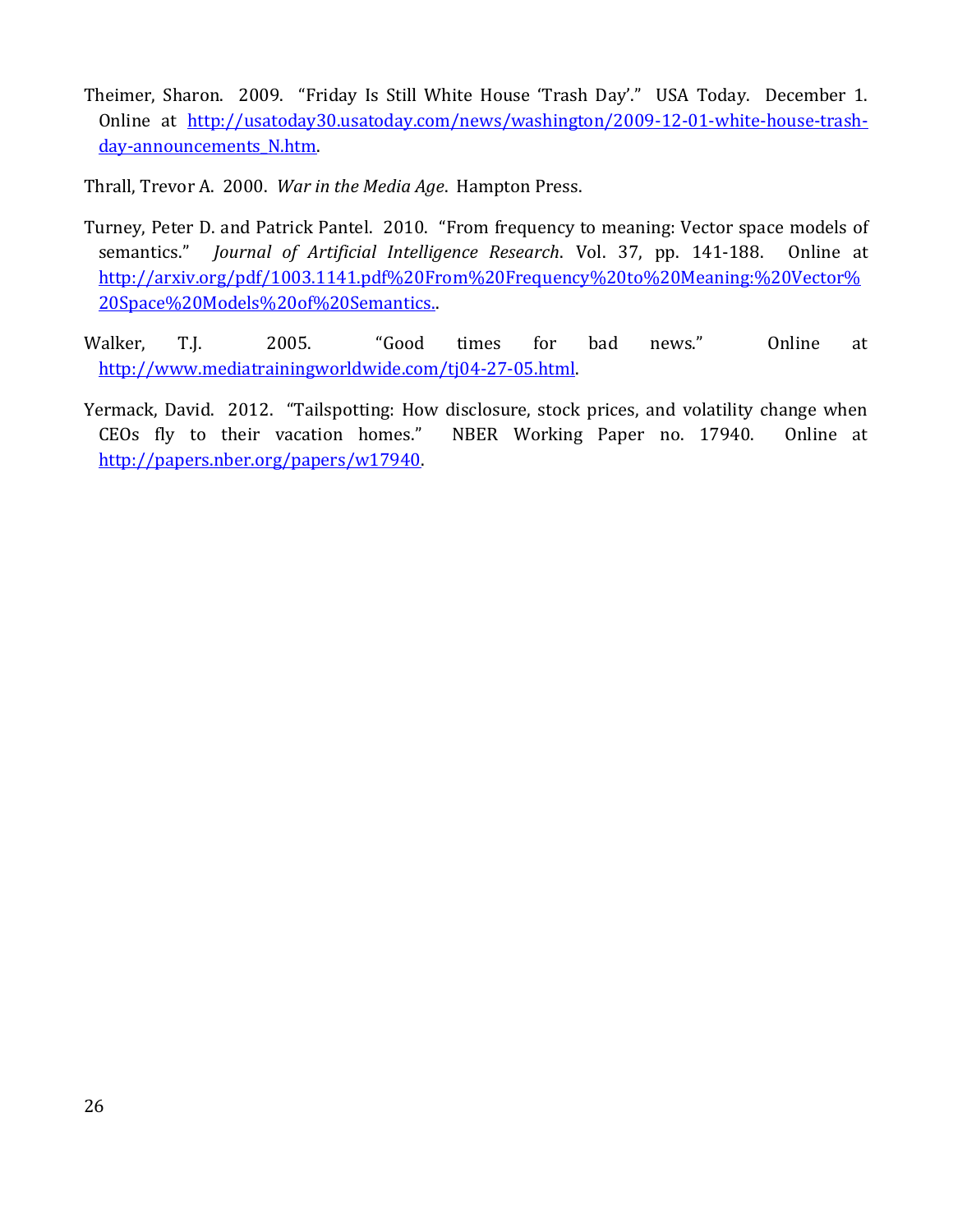Theimer, Sharon. 2009. "Friday Is Still White House 'Trash Day'." USA Today. December 1. Online at http://usatoday30.usatoday.com/news/washington/2009-12-01-white-house-trash-day-announcements_N.htm.

Thrall, Trevor A. 2000. *War in the Media Age*. Hampton Press.

Turney, Peter D. and Patrick Pantel. 2010. "From frequency to meaning: Vector space models of semantics." *Journal of Artificial Intelligence Research*. Vol. 37, pp. 141-188. Online at http://arxiv.org/pdf/1003.1141.pdf%20From%20Frequency%20to%20Meaning:%20Vector%20Space%20Models%20of%20Semantics..

Walker, T.J. 2005. "Good times for bad news." Online at http://www.mediatrainingworldwide.com/tj04-27-05.html.

Yermack, David. 2012. "Tailspotting: How disclosure, stock prices, and volatility change when CEOs fly to their vacation homes." NBER Working Paper no. 17940. Online at http://papers.nber.org/papers/w17940.